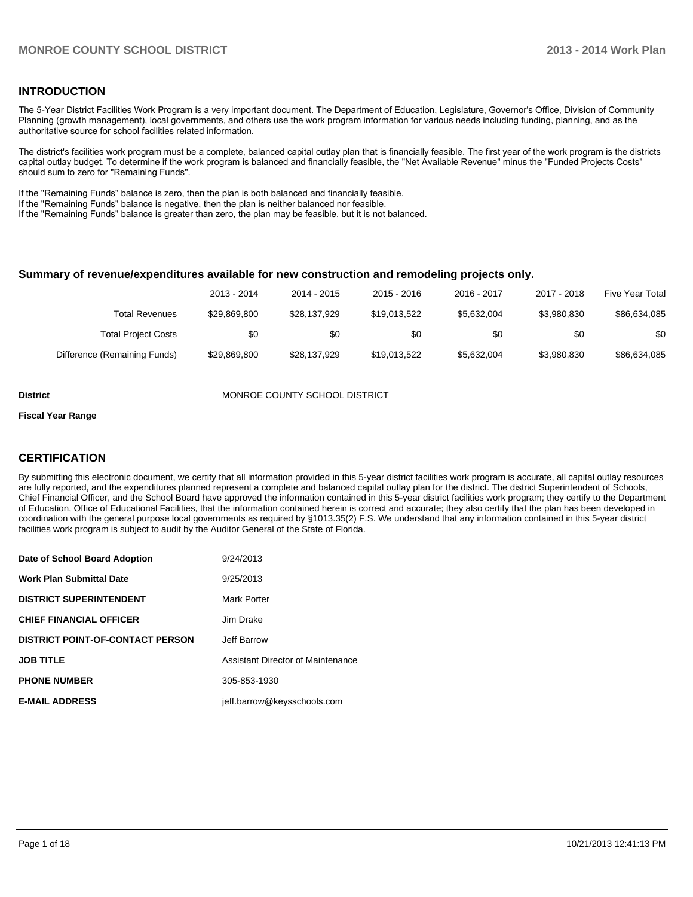## INTRODUCTION

The 5-Year District Facilities Work Program is a very important document. The Department of Education, Legislature, Governor's Office, Division of Community Planning (growth management), local governments, and others use the work program information for various needs including funding, planning, and as the authoritative source for school facilities related information.

The district's facilities work program must be a complete, balanced capital outlay plan that is financially feasible. The first year of the work program is the districts capital outlay budget. To determine if the work program is balanced and financially feasible, the "Net Available Revenue" minus the "Funded Projects Costs" should sum to zero for "Remaining Funds".

If the "Remaining Funds" balance is zero, then the plan is both balanced and financially feasible.
If the "Remaining Funds" balance is negative, then the plan is neither balanced nor feasible.
If the "Remaining Funds" balance is greater than zero, the plan may be feasible, but it is not balanced.

### Summary of revenue/expenditures available for new construction and remodeling projects only.

| | 2013 - 2014 | 2014 - 2015 | 2015 - 2016 | 2016 - 2017 | 2017 - 2018 | Five Year Total |
|---|---|---|---|---|---|---|
| Total Revenues | $29,869,800 | $28,137,929 | $19,013,522 | $5,632,004 | $3,980,830 | $86,634,085 |
| Total Project Costs | $0 | $0 | $0 | $0 | $0 | $0 |
| Difference (Remaining Funds) | $29,869,800 | $28,137,929 | $19,013,522 | $5,632,004 | $3,980,830 | $86,634,085 |

**District** MONROE COUNTY SCHOOL DISTRICT

**Fiscal Year Range**

## CERTIFICATION

By submitting this electronic document, we certify that all information provided in this 5-year district facilities work program is accurate, all capital outlay resources are fully reported, and the expenditures planned represent a complete and balanced capital outlay plan for the district. The district Superintendent of Schools, Chief Financial Officer, and the School Board have approved the information contained in this 5-year district facilities work program; they certify to the Department of Education, Office of Educational Facilities, that the information contained herein is correct and accurate; they also certify that the plan has been developed in coordination with the general purpose local governments as required by §1013.35(2) F.S. We understand that any information contained in this 5-year district facilities work program is subject to audit by the Auditor General of the State of Florida.

| | |
|---|---|
| **Date of School Board Adoption** | 9/24/2013 |
| **Work Plan Submittal Date** | 9/25/2013 |
| **DISTRICT SUPERINTENDENT** | Mark Porter |
| **CHIEF FINANCIAL OFFICER** | Jim Drake |
| **DISTRICT POINT-OF-CONTACT PERSON** | Jeff Barrow |
| **JOB TITLE** | Assistant Director of Maintenance |
| **PHONE NUMBER** | 305-853-1930 |
| **E-MAIL ADDRESS** | jeff.barrow@keysschools.com |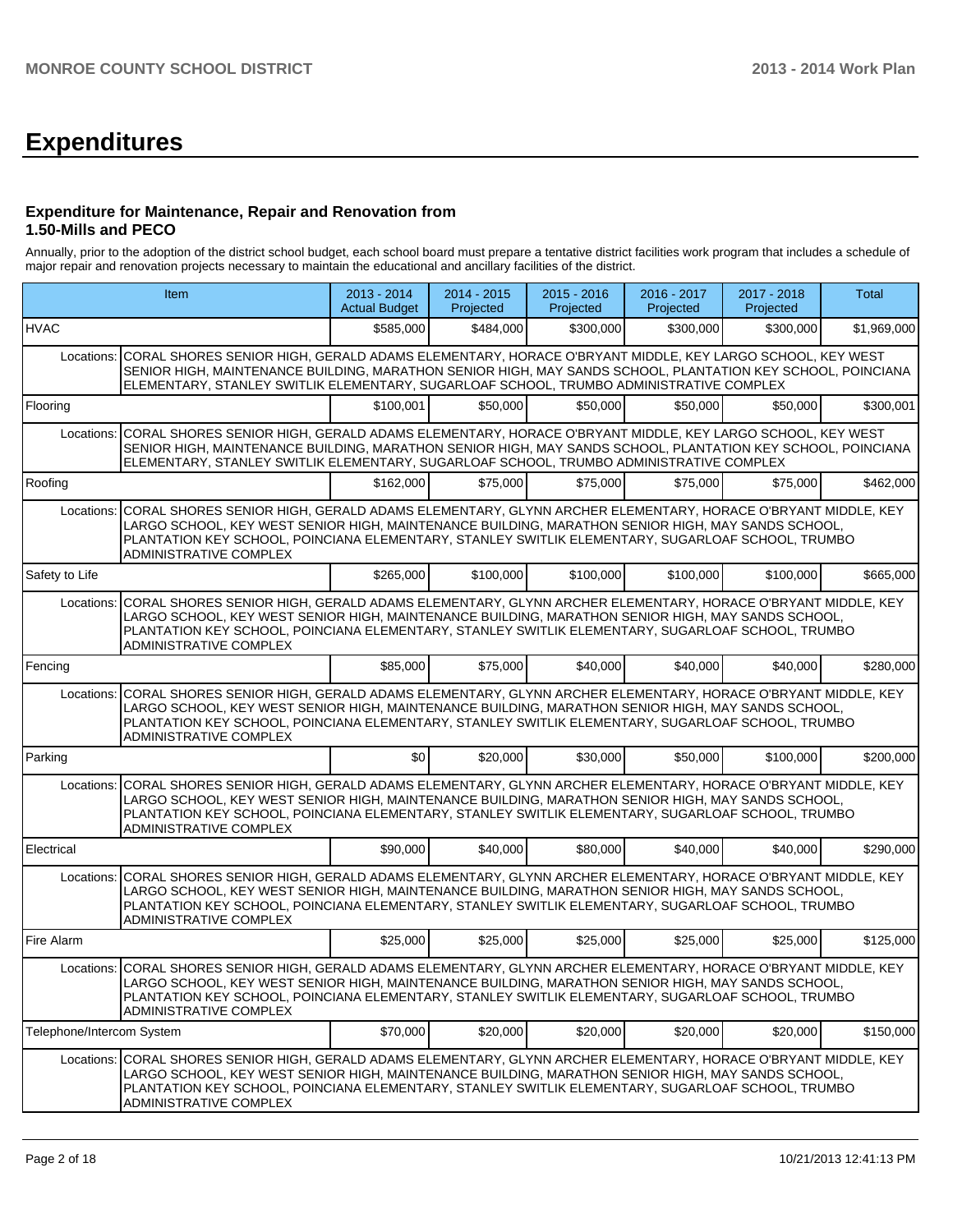# Expenditures

### Expenditure for Maintenance, Repair and Renovation from 1.50-Mills and PECO

Annually, prior to the adoption of the district school budget, each school board must prepare a tentative district facilities work program that includes a schedule of major repair and renovation projects necessary to maintain the educational and ancillary facilities of the district.

| Item | | 2013 - 2014 Actual Budget | 2014 - 2015 Projected | 2015 - 2016 Projected | 2016 - 2017 Projected | 2017 - 2018 Projected | Total |
|---|---|---|---|---|---|---|---|
| HVAC | | $585,000 | $484,000 | $300,000 | $300,000 | $300,000 | $1,969,000 |
| Locations: | CORAL SHORES SENIOR HIGH, GERALD ADAMS ELEMENTARY, HORACE O'BRYANT MIDDLE, KEY LARGO SCHOOL, KEY WEST SENIOR HIGH, MAINTENANCE BUILDING, MARATHON SENIOR HIGH, MAY SANDS SCHOOL, PLANTATION KEY SCHOOL, POINCIANA ELEMENTARY, STANLEY SWITLIK ELEMENTARY, SUGARLOAF SCHOOL, TRUMBO ADMINISTRATIVE COMPLEX | | | | | | |
| Flooring | | $100,001 | $50,000 | $50,000 | $50,000 | $50,000 | $300,001 |
| Locations: | CORAL SHORES SENIOR HIGH, GERALD ADAMS ELEMENTARY, HORACE O'BRYANT MIDDLE, KEY LARGO SCHOOL, KEY WEST SENIOR HIGH, MAINTENANCE BUILDING, MARATHON SENIOR HIGH, MAY SANDS SCHOOL, PLANTATION KEY SCHOOL, POINCIANA ELEMENTARY, STANLEY SWITLIK ELEMENTARY, SUGARLOAF SCHOOL, TRUMBO ADMINISTRATIVE COMPLEX | | | | | | |
| Roofing | | $162,000 | $75,000 | $75,000 | $75,000 | $75,000 | $462,000 |
| Locations: | CORAL SHORES SENIOR HIGH, GERALD ADAMS ELEMENTARY, GLYNN ARCHER ELEMENTARY, HORACE O'BRYANT MIDDLE, KEY LARGO SCHOOL, KEY WEST SENIOR HIGH, MAINTENANCE BUILDING, MARATHON SENIOR HIGH, MAY SANDS SCHOOL, PLANTATION KEY SCHOOL, POINCIANA ELEMENTARY, STANLEY SWITLIK ELEMENTARY, SUGARLOAF SCHOOL, TRUMBO ADMINISTRATIVE COMPLEX | | | | | | |
| Safety to Life | | $265,000 | $100,000 | $100,000 | $100,000 | $100,000 | $665,000 |
| Locations: | CORAL SHORES SENIOR HIGH, GERALD ADAMS ELEMENTARY, GLYNN ARCHER ELEMENTARY, HORACE O'BRYANT MIDDLE, KEY LARGO SCHOOL, KEY WEST SENIOR HIGH, MAINTENANCE BUILDING, MARATHON SENIOR HIGH, MAY SANDS SCHOOL, PLANTATION KEY SCHOOL, POINCIANA ELEMENTARY, STANLEY SWITLIK ELEMENTARY, SUGARLOAF SCHOOL, TRUMBO ADMINISTRATIVE COMPLEX | | | | | | |
| Fencing | | $85,000 | $75,000 | $40,000 | $40,000 | $40,000 | $280,000 |
| Locations: | CORAL SHORES SENIOR HIGH, GERALD ADAMS ELEMENTARY, GLYNN ARCHER ELEMENTARY, HORACE O'BRYANT MIDDLE, KEY LARGO SCHOOL, KEY WEST SENIOR HIGH, MAINTENANCE BUILDING, MARATHON SENIOR HIGH, MAY SANDS SCHOOL, PLANTATION KEY SCHOOL, POINCIANA ELEMENTARY, STANLEY SWITLIK ELEMENTARY, SUGARLOAF SCHOOL, TRUMBO ADMINISTRATIVE COMPLEX | | | | | | |
| Parking | | $0 | $20,000 | $30,000 | $50,000 | $100,000 | $200,000 |
| Locations: | CORAL SHORES SENIOR HIGH, GERALD ADAMS ELEMENTARY, GLYNN ARCHER ELEMENTARY, HORACE O'BRYANT MIDDLE, KEY LARGO SCHOOL, KEY WEST SENIOR HIGH, MAINTENANCE BUILDING, MARATHON SENIOR HIGH, MAY SANDS SCHOOL, PLANTATION KEY SCHOOL, POINCIANA ELEMENTARY, STANLEY SWITLIK ELEMENTARY, SUGARLOAF SCHOOL, TRUMBO ADMINISTRATIVE COMPLEX | | | | | | |
| Electrical | | $90,000 | $40,000 | $80,000 | $40,000 | $40,000 | $290,000 |
| Locations: | CORAL SHORES SENIOR HIGH, GERALD ADAMS ELEMENTARY, GLYNN ARCHER ELEMENTARY, HORACE O'BRYANT MIDDLE, KEY LARGO SCHOOL, KEY WEST SENIOR HIGH, MAINTENANCE BUILDING, MARATHON SENIOR HIGH, MAY SANDS SCHOOL, PLANTATION KEY SCHOOL, POINCIANA ELEMENTARY, STANLEY SWITLIK ELEMENTARY, SUGARLOAF SCHOOL, TRUMBO ADMINISTRATIVE COMPLEX | | | | | | |
| Fire Alarm | | $25,000 | $25,000 | $25,000 | $25,000 | $25,000 | $125,000 |
| Locations: | CORAL SHORES SENIOR HIGH, GERALD ADAMS ELEMENTARY, GLYNN ARCHER ELEMENTARY, HORACE O'BRYANT MIDDLE, KEY LARGO SCHOOL, KEY WEST SENIOR HIGH, MAINTENANCE BUILDING, MARATHON SENIOR HIGH, MAY SANDS SCHOOL, PLANTATION KEY SCHOOL, POINCIANA ELEMENTARY, STANLEY SWITLIK ELEMENTARY, SUGARLOAF SCHOOL, TRUMBO ADMINISTRATIVE COMPLEX | | | | | | |
| Telephone/Intercom System | | $70,000 | $20,000 | $20,000 | $20,000 | $20,000 | $150,000 |
| Locations: | CORAL SHORES SENIOR HIGH, GERALD ADAMS ELEMENTARY, GLYNN ARCHER ELEMENTARY, HORACE O'BRYANT MIDDLE, KEY LARGO SCHOOL, KEY WEST SENIOR HIGH, MAINTENANCE BUILDING, MARATHON SENIOR HIGH, MAY SANDS SCHOOL, PLANTATION KEY SCHOOL, POINCIANA ELEMENTARY, STANLEY SWITLIK ELEMENTARY, SUGARLOAF SCHOOL, TRUMBO ADMINISTRATIVE COMPLEX | | | | | | |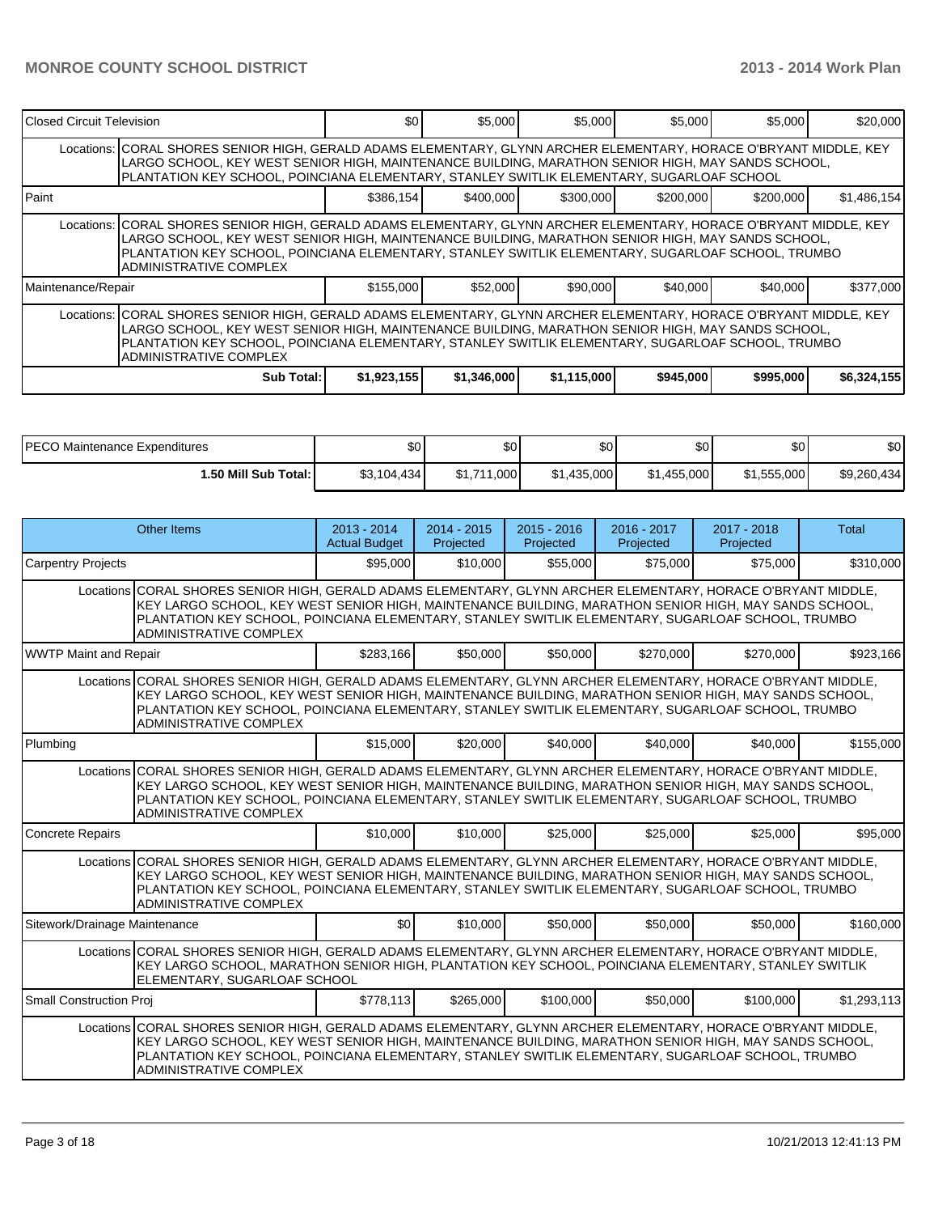| | | | | | | |
|---|---|---|---|---|---|---|
| Closed Circuit Television | | $0 | $5,000 | $5,000 | $5,000 | $5,000 | $20,000 |
| Locations: | CORAL SHORES SENIOR HIGH, GERALD ADAMS ELEMENTARY, GLYNN ARCHER ELEMENTARY, HORACE O'BRYANT MIDDLE, KEY LARGO SCHOOL, KEY WEST SENIOR HIGH, MAINTENANCE BUILDING, MARATHON SENIOR HIGH, MAY SANDS SCHOOL, PLANTATION KEY SCHOOL, POINCIANA ELEMENTARY, STANLEY SWITLIK ELEMENTARY, SUGARLOAF SCHOOL | | | | | | |
| Paint | | $386,154 | $400,000 | $300,000 | $200,000 | $200,000 | $1,486,154 |
| Locations: | CORAL SHORES SENIOR HIGH, GERALD ADAMS ELEMENTARY, GLYNN ARCHER ELEMENTARY, HORACE O'BRYANT MIDDLE, KEY LARGO SCHOOL, KEY WEST SENIOR HIGH, MAINTENANCE BUILDING, MARATHON SENIOR HIGH, MAY SANDS SCHOOL, PLANTATION KEY SCHOOL, POINCIANA ELEMENTARY, STANLEY SWITLIK ELEMENTARY, SUGARLOAF SCHOOL, TRUMBO ADMINISTRATIVE COMPLEX | | | | | | |
| Maintenance/Repair | | $155,000 | $52,000 | $90,000 | $40,000 | $40,000 | $377,000 |
| Locations: | CORAL SHORES SENIOR HIGH, GERALD ADAMS ELEMENTARY, GLYNN ARCHER ELEMENTARY, HORACE O'BRYANT MIDDLE, KEY LARGO SCHOOL, KEY WEST SENIOR HIGH, MAINTENANCE BUILDING, MARATHON SENIOR HIGH, MAY SANDS SCHOOL, PLANTATION KEY SCHOOL, POINCIANA ELEMENTARY, STANLEY SWITLIK ELEMENTARY, SUGARLOAF SCHOOL, TRUMBO ADMINISTRATIVE COMPLEX | | | | | | |
| | **Sub Total:** | **$1,923,155** | **$1,346,000** | **$1,115,000** | **$945,000** | **$995,000** | **$6,324,155** |

| | | | | | | |
|---|---|---|---|---|---|---|
| PECO Maintenance Expenditures | $0 | $0 | $0 | $0 | $0 | $0 |
| **1.50 Mill Sub Total:** | $3,104,434 | $1,711,000 | $1,435,000 | $1,455,000 | $1,555,000 | $9,260,434 |

| Other Items | | 2013 - 2014 Actual Budget | 2014 - 2015 Projected | 2015 - 2016 Projected | 2016 - 2017 Projected | 2017 - 2018 Projected | Total |
|---|---|---|---|---|---|---|---|
| Carpentry Projects | | $95,000 | $10,000 | $55,000 | $75,000 | $75,000 | $310,000 |
| Locations | CORAL SHORES SENIOR HIGH, GERALD ADAMS ELEMENTARY, GLYNN ARCHER ELEMENTARY, HORACE O'BRYANT MIDDLE, KEY LARGO SCHOOL, KEY WEST SENIOR HIGH, MAINTENANCE BUILDING, MARATHON SENIOR HIGH, MAY SANDS SCHOOL, PLANTATION KEY SCHOOL, POINCIANA ELEMENTARY, STANLEY SWITLIK ELEMENTARY, SUGARLOAF SCHOOL, TRUMBO ADMINISTRATIVE COMPLEX | | | | | | |
| WWTP Maint and Repair | | $283,166 | $50,000 | $50,000 | $270,000 | $270,000 | $923,166 |
| Locations | CORAL SHORES SENIOR HIGH, GERALD ADAMS ELEMENTARY, GLYNN ARCHER ELEMENTARY, HORACE O'BRYANT MIDDLE, KEY LARGO SCHOOL, KEY WEST SENIOR HIGH, MAINTENANCE BUILDING, MARATHON SENIOR HIGH, MAY SANDS SCHOOL, PLANTATION KEY SCHOOL, POINCIANA ELEMENTARY, STANLEY SWITLIK ELEMENTARY, SUGARLOAF SCHOOL, TRUMBO ADMINISTRATIVE COMPLEX | | | | | | |
| Plumbing | | $15,000 | $20,000 | $40,000 | $40,000 | $40,000 | $155,000 |
| Locations | CORAL SHORES SENIOR HIGH, GERALD ADAMS ELEMENTARY, GLYNN ARCHER ELEMENTARY, HORACE O'BRYANT MIDDLE, KEY LARGO SCHOOL, KEY WEST SENIOR HIGH, MAINTENANCE BUILDING, MARATHON SENIOR HIGH, MAY SANDS SCHOOL, PLANTATION KEY SCHOOL, POINCIANA ELEMENTARY, STANLEY SWITLIK ELEMENTARY, SUGARLOAF SCHOOL, TRUMBO ADMINISTRATIVE COMPLEX | | | | | | |
| Concrete Repairs | | $10,000 | $10,000 | $25,000 | $25,000 | $25,000 | $95,000 |
| Locations | CORAL SHORES SENIOR HIGH, GERALD ADAMS ELEMENTARY, GLYNN ARCHER ELEMENTARY, HORACE O'BRYANT MIDDLE, KEY LARGO SCHOOL, KEY WEST SENIOR HIGH, MAINTENANCE BUILDING, MARATHON SENIOR HIGH, MAY SANDS SCHOOL, PLANTATION KEY SCHOOL, POINCIANA ELEMENTARY, STANLEY SWITLIK ELEMENTARY, SUGARLOAF SCHOOL, TRUMBO ADMINISTRATIVE COMPLEX | | | | | | |
| Sitework/Drainage Maintenance | | $0 | $10,000 | $50,000 | $50,000 | $50,000 | $160,000 |
| Locations | CORAL SHORES SENIOR HIGH, GERALD ADAMS ELEMENTARY, GLYNN ARCHER ELEMENTARY, HORACE O'BRYANT MIDDLE, KEY LARGO SCHOOL, MARATHON SENIOR HIGH, PLANTATION KEY SCHOOL, POINCIANA ELEMENTARY, STANLEY SWITLIK ELEMENTARY, SUGARLOAF SCHOOL | | | | | | |
| Small Construction Proj | | $778,113 | $265,000 | $100,000 | $50,000 | $100,000 | $1,293,113 |
| Locations | CORAL SHORES SENIOR HIGH, GERALD ADAMS ELEMENTARY, GLYNN ARCHER ELEMENTARY, HORACE O'BRYANT MIDDLE, KEY LARGO SCHOOL, KEY WEST SENIOR HIGH, MAINTENANCE BUILDING, MARATHON SENIOR HIGH, MAY SANDS SCHOOL, PLANTATION KEY SCHOOL, POINCIANA ELEMENTARY, STANLEY SWITLIK ELEMENTARY, SUGARLOAF SCHOOL, TRUMBO ADMINISTRATIVE COMPLEX | | | | | | |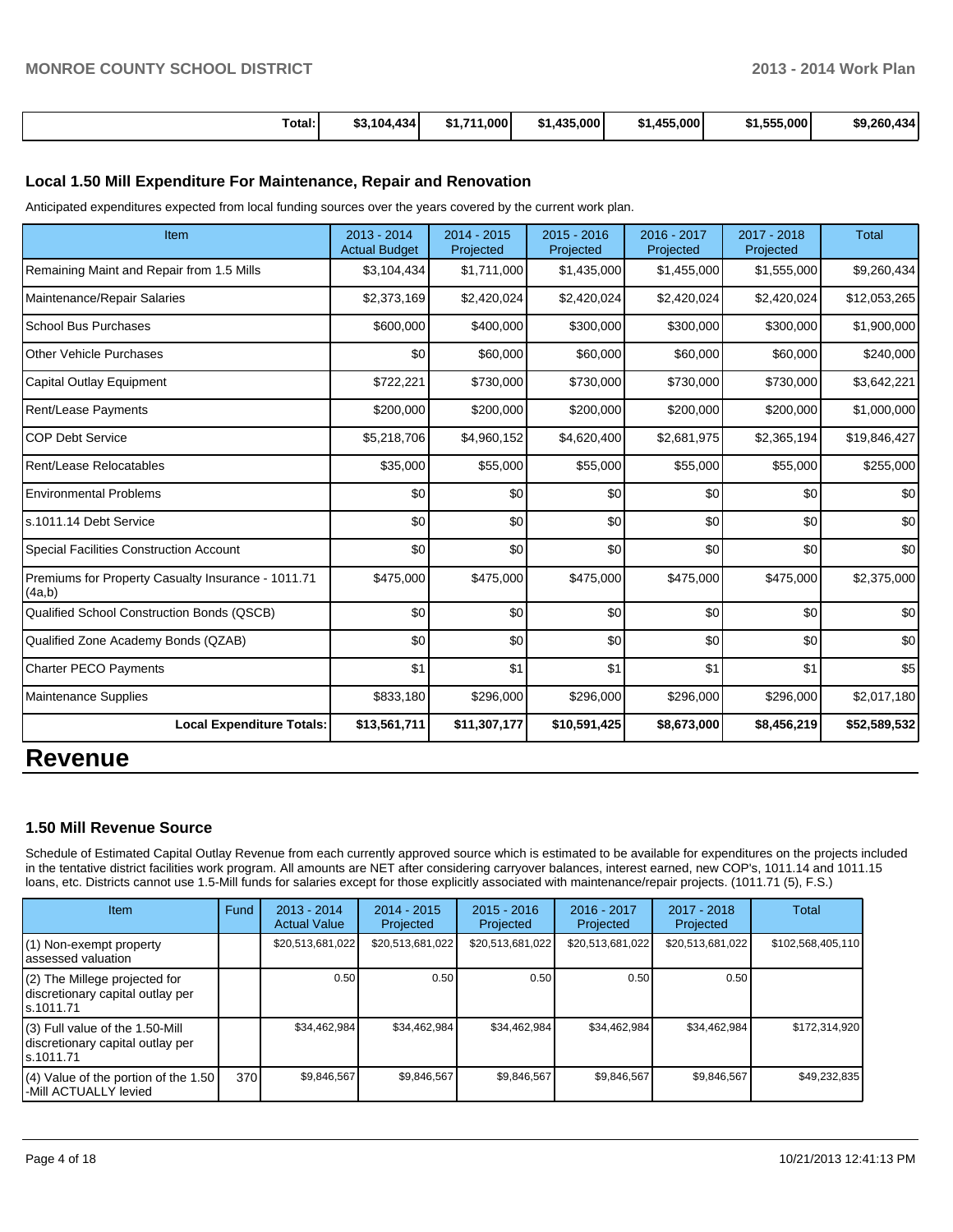| Total: | $3,104,434 | $1,711,000 | $1,435,000 | $1,455,000 | $1,555,000 | $9,260,434 |
|---|---|---|---|---|---|---|

### Local 1.50 Mill Expenditure For Maintenance, Repair and Renovation

Anticipated expenditures expected from local funding sources over the years covered by the current work plan.

| Item | 2013 - 2014 Actual Budget | 2014 - 2015 Projected | 2015 - 2016 Projected | 2016 - 2017 Projected | 2017 - 2018 Projected | Total |
|---|---|---|---|---|---|---|
| Remaining Maint and Repair from 1.5 Mills | $3,104,434 | $1,711,000 | $1,435,000 | $1,455,000 | $1,555,000 | $9,260,434 |
| Maintenance/Repair Salaries | $2,373,169 | $2,420,024 | $2,420,024 | $2,420,024 | $2,420,024 | $12,053,265 |
| School Bus Purchases | $600,000 | $400,000 | $300,000 | $300,000 | $300,000 | $1,900,000 |
| Other Vehicle Purchases | $0 | $60,000 | $60,000 | $60,000 | $60,000 | $240,000 |
| Capital Outlay Equipment | $722,221 | $730,000 | $730,000 | $730,000 | $730,000 | $3,642,221 |
| Rent/Lease Payments | $200,000 | $200,000 | $200,000 | $200,000 | $200,000 | $1,000,000 |
| COP Debt Service | $5,218,706 | $4,960,152 | $4,620,400 | $2,681,975 | $2,365,194 | $19,846,427 |
| Rent/Lease Relocatables | $35,000 | $55,000 | $55,000 | $55,000 | $55,000 | $255,000 |
| Environmental Problems | $0 | $0 | $0 | $0 | $0 | $0 |
| s.1011.14 Debt Service | $0 | $0 | $0 | $0 | $0 | $0 |
| Special Facilities Construction Account | $0 | $0 | $0 | $0 | $0 | $0 |
| Premiums for Property Casualty Insurance - 1011.71 (4a,b) | $475,000 | $475,000 | $475,000 | $475,000 | $475,000 | $2,375,000 |
| Qualified School Construction Bonds (QSCB) | $0 | $0 | $0 | $0 | $0 | $0 |
| Qualified Zone Academy Bonds (QZAB) | $0 | $0 | $0 | $0 | $0 | $0 |
| Charter PECO Payments | $1 | $1 | $1 | $1 | $1 | $5 |
| Maintenance Supplies | $833,180 | $296,000 | $296,000 | $296,000 | $296,000 | $2,017,180 |
| **Local Expenditure Totals:** | **$13,561,711** | **$11,307,177** | **$10,591,425** | **$8,673,000** | **$8,456,219** | **$52,589,532** |

# Revenue

### 1.50 Mill Revenue Source

Schedule of Estimated Capital Outlay Revenue from each currently approved source which is estimated to be available for expenditures on the projects included in the tentative district facilities work program. All amounts are NET after considering carryover balances, interest earned, new COP's, 1011.14 and 1011.15 loans, etc. Districts cannot use 1.5-Mill funds for salaries except for those explicitly associated with maintenance/repair projects. (1011.71 (5), F.S.)

| Item | Fund | 2013 - 2014 Actual Value | 2014 - 2015 Projected | 2015 - 2016 Projected | 2016 - 2017 Projected | 2017 - 2018 Projected | Total |
|---|---|---|---|---|---|---|---|
| (1) Non-exempt property assessed valuation | | $20,513,681,022 | $20,513,681,022 | $20,513,681,022 | $20,513,681,022 | $20,513,681,022 | $102,568,405,110 |
| (2) The Millege projected for discretionary capital outlay per s.1011.71 | | 0.50 | 0.50 | 0.50 | 0.50 | 0.50 | |
| (3) Full value of the 1.50-Mill discretionary capital outlay per s.1011.71 | | $34,462,984 | $34,462,984 | $34,462,984 | $34,462,984 | $34,462,984 | $172,314,920 |
| (4) Value of the portion of the 1.50 -Mill ACTUALLY levied | 370 | $9,846,567 | $9,846,567 | $9,846,567 | $9,846,567 | $9,846,567 | $49,232,835 |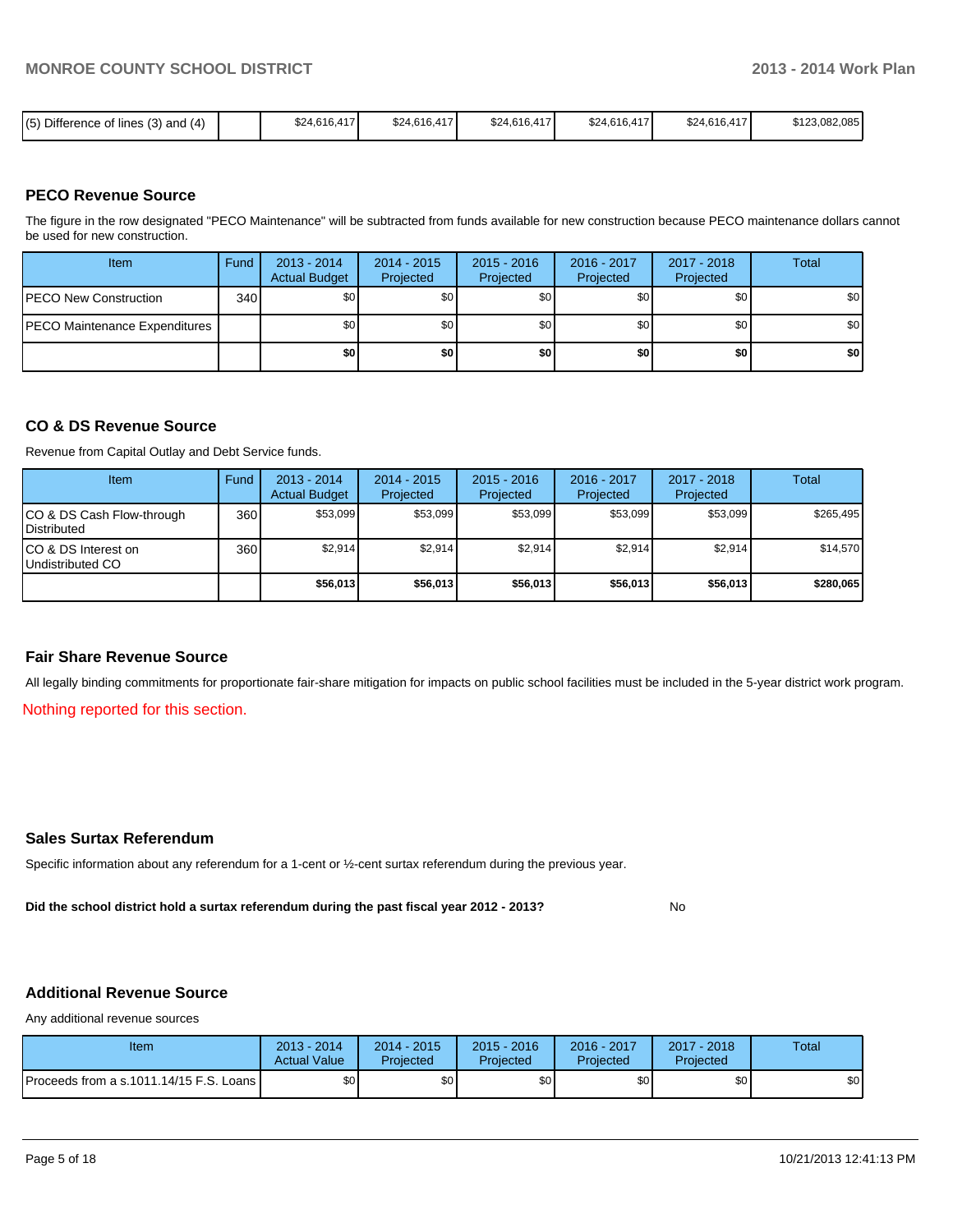| (5) Difference of lines (3) and (4) | | $24,616,417 | $24,616,417 | $24,616,417 | $24,616,417 | $24,616,417 | $123,082,085 |
|---|---|---|---|---|---|---|---|

## PECO Revenue Source

The figure in the row designated "PECO Maintenance" will be subtracted from funds available for new construction because PECO maintenance dollars cannot be used for new construction.

| Item | Fund | 2013 - 2014 Actual Budget | 2014 - 2015 Projected | 2015 - 2016 Projected | 2016 - 2017 Projected | 2017 - 2018 Projected | Total |
|---|---|---|---|---|---|---|---|
| PECO New Construction | 340 | $0 | $0 | $0 | $0 | $0 | $0 |
| PECO Maintenance Expenditures | | $0 | $0 | $0 | $0 | $0 | $0 |
| | | **$0** | **$0** | **$0** | **$0** | **$0** | **$0** |

## CO & DS Revenue Source

Revenue from Capital Outlay and Debt Service funds.

| Item | Fund | 2013 - 2014 Actual Budget | 2014 - 2015 Projected | 2015 - 2016 Projected | 2016 - 2017 Projected | 2017 - 2018 Projected | Total |
|---|---|---|---|---|---|---|---|
| CO & DS Cash Flow-through Distributed | 360 | $53,099 | $53,099 | $53,099 | $53,099 | $53,099 | $265,495 |
| CO & DS Interest on Undistributed CO | 360 | $2,914 | $2,914 | $2,914 | $2,914 | $2,914 | $14,570 |
| | | **$56,013** | **$56,013** | **$56,013** | **$56,013** | **$56,013** | **$280,065** |

## Fair Share Revenue Source

All legally binding commitments for proportionate fair-share mitigation for impacts on public school facilities must be included in the 5-year district work program.

Nothing reported for this section.

## Sales Surtax Referendum

Specific information about any referendum for a 1-cent or ½-cent surtax referendum during the previous year.

**Did the school district hold a surtax referendum during the past fiscal year 2012 - 2013?** No

## Additional Revenue Source

Any additional revenue sources

| Item | 2013 - 2014 Actual Value | 2014 - 2015 Projected | 2015 - 2016 Projected | 2016 - 2017 Projected | 2017 - 2018 Projected | Total |
|---|---|---|---|---|---|---|
| Proceeds from a s.1011.14/15 F.S. Loans | $0 | $0 | $0 | $0 | $0 | $0 |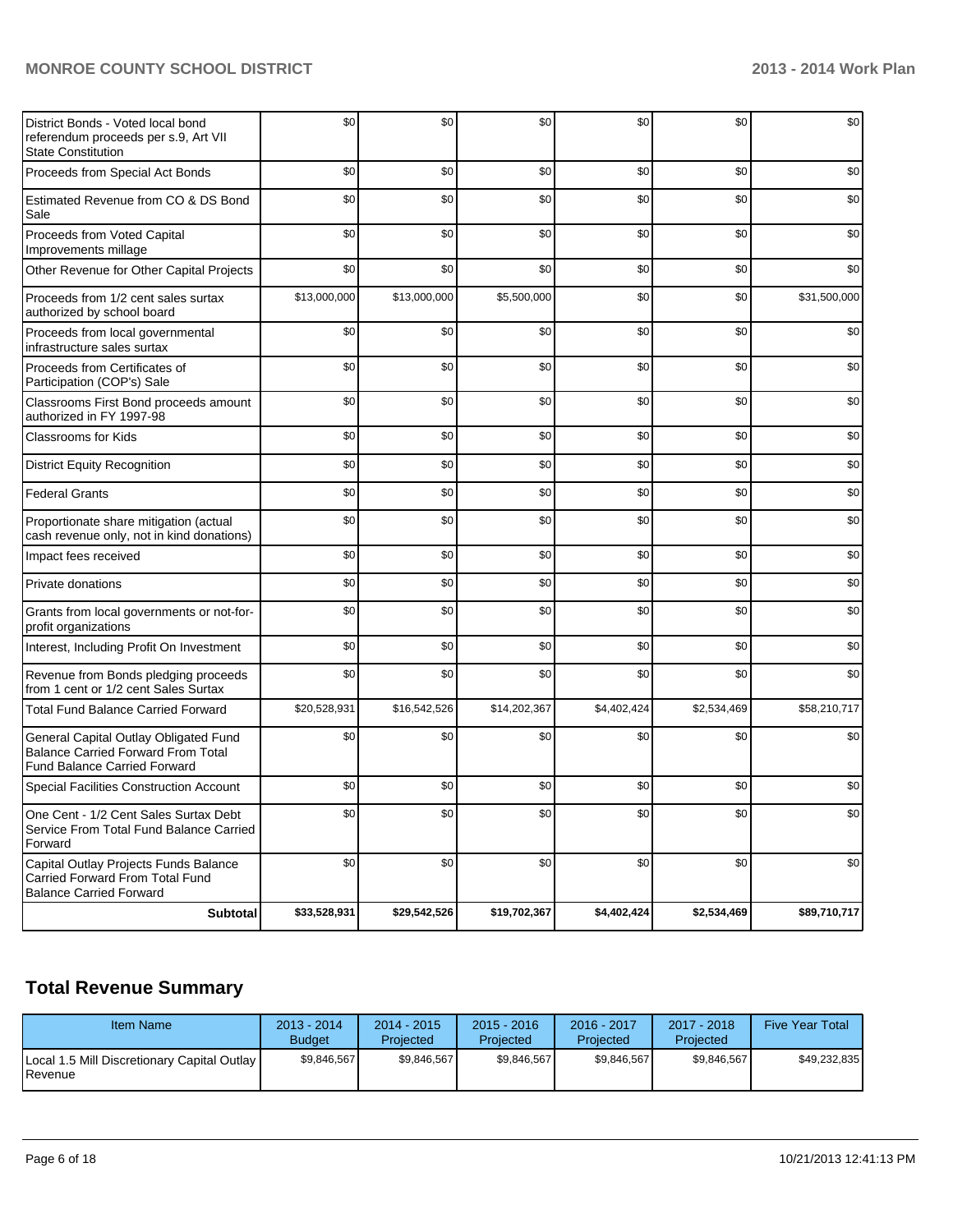| | | | | | | |
|---|---|---|---|---|---|---|
| District Bonds - Voted local bond referendum proceeds per s.9, Art VII State Constitution | $0 | $0 | $0 | $0 | $0 | $0 |
| Proceeds from Special Act Bonds | $0 | $0 | $0 | $0 | $0 | $0 |
| Estimated Revenue from CO & DS Bond Sale | $0 | $0 | $0 | $0 | $0 | $0 |
| Proceeds from Voted Capital Improvements millage | $0 | $0 | $0 | $0 | $0 | $0 |
| Other Revenue for Other Capital Projects | $0 | $0 | $0 | $0 | $0 | $0 |
| Proceeds from 1/2 cent sales surtax authorized by school board | $13,000,000 | $13,000,000 | $5,500,000 | $0 | $0 | $31,500,000 |
| Proceeds from local governmental infrastructure sales surtax | $0 | $0 | $0 | $0 | $0 | $0 |
| Proceeds from Certificates of Participation (COP's) Sale | $0 | $0 | $0 | $0 | $0 | $0 |
| Classrooms First Bond proceeds amount authorized in FY 1997-98 | $0 | $0 | $0 | $0 | $0 | $0 |
| Classrooms for Kids | $0 | $0 | $0 | $0 | $0 | $0 |
| District Equity Recognition | $0 | $0 | $0 | $0 | $0 | $0 |
| Federal Grants | $0 | $0 | $0 | $0 | $0 | $0 |
| Proportionate share mitigation (actual cash revenue only, not in kind donations) | $0 | $0 | $0 | $0 | $0 | $0 |
| Impact fees received | $0 | $0 | $0 | $0 | $0 | $0 |
| Private donations | $0 | $0 | $0 | $0 | $0 | $0 |
| Grants from local governments or not-for-profit organizations | $0 | $0 | $0 | $0 | $0 | $0 |
| Interest, Including Profit On Investment | $0 | $0 | $0 | $0 | $0 | $0 |
| Revenue from Bonds pledging proceeds from 1 cent or 1/2 cent Sales Surtax | $0 | $0 | $0 | $0 | $0 | $0 |
| Total Fund Balance Carried Forward | $20,528,931 | $16,542,526 | $14,202,367 | $4,402,424 | $2,534,469 | $58,210,717 |
| General Capital Outlay Obligated Fund Balance Carried Forward From Total Fund Balance Carried Forward | $0 | $0 | $0 | $0 | $0 | $0 |
| Special Facilities Construction Account | $0 | $0 | $0 | $0 | $0 | $0 |
| One Cent - 1/2 Cent Sales Surtax Debt Service From Total Fund Balance Carried Forward | $0 | $0 | $0 | $0 | $0 | $0 |
| Capital Outlay Projects Funds Balance Carried Forward From Total Fund Balance Carried Forward | $0 | $0 | $0 | $0 | $0 | $0 |
| **Subtotal** | **$33,528,931** | **$29,542,526** | **$19,702,367** | **$4,402,424** | **$2,534,469** | **$89,710,717** |

## Total Revenue Summary

| Item Name | 2013 - 2014 Budget | 2014 - 2015 Projected | 2015 - 2016 Projected | 2016 - 2017 Projected | 2017 - 2018 Projected | Five Year Total |
|---|---|---|---|---|---|---|
| Local 1.5 Mill Discretionary Capital Outlay Revenue | $9,846,567 | $9,846,567 | $9,846,567 | $9,846,567 | $9,846,567 | $49,232,835 |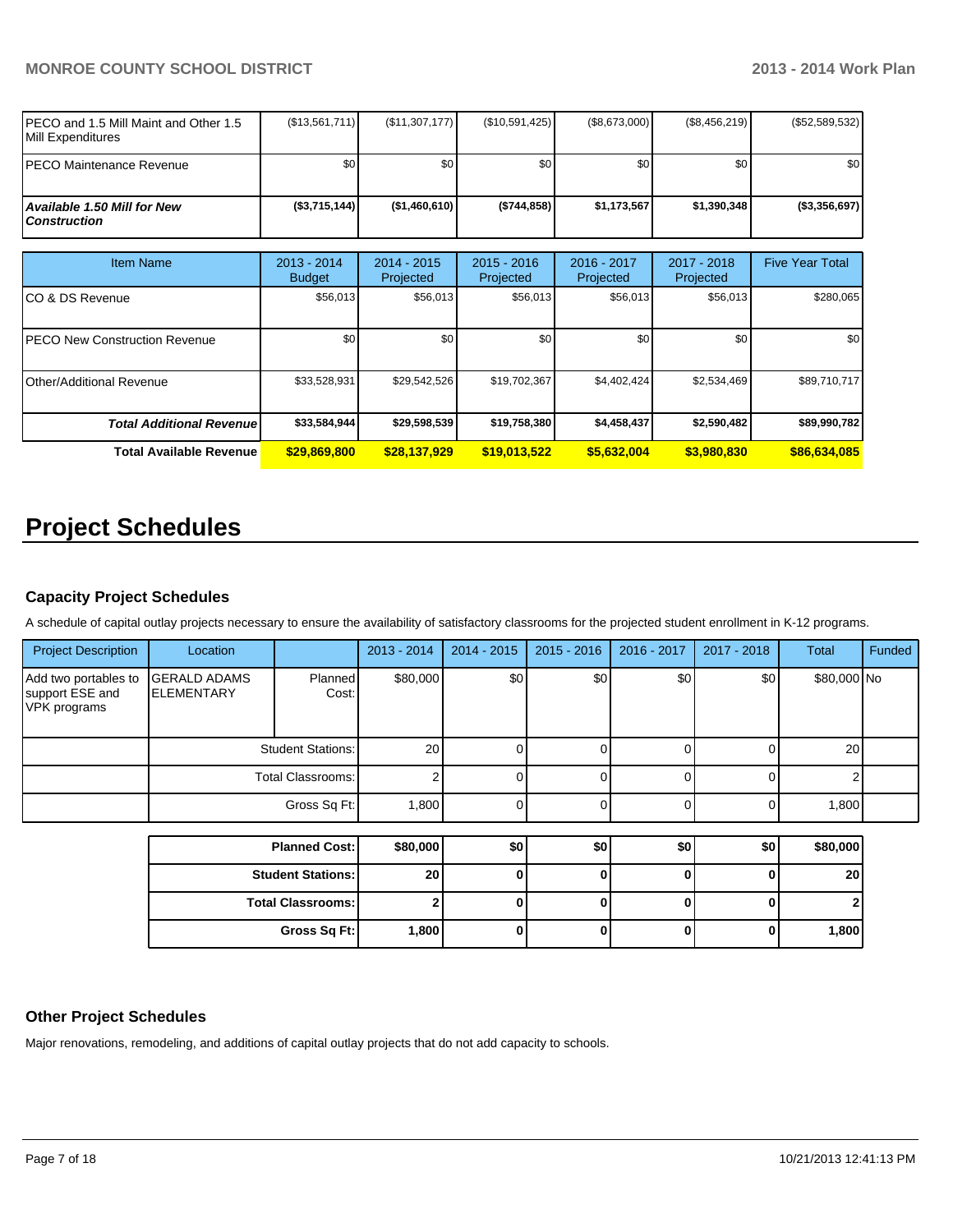| | | | | | | |
|---|---|---|---|---|---|---|
| PECO and 1.5 Mill Maint and Other 1.5 Mill Expenditures | ($13,561,711) | ($11,307,177) | ($10,591,425) | ($8,673,000) | ($8,456,219) | ($52,589,532) |
| PECO Maintenance Revenue | $0 | $0 | $0 | $0 | $0 | $0 |
| ***Available 1.50 Mill for New Construction*** | **($3,715,144)** | **($1,460,610)** | **($744,858)** | **$1,173,567** | **$1,390,348** | **($3,356,697)** |

| Item Name | 2013 - 2014 Budget | 2014 - 2015 Projected | 2015 - 2016 Projected | 2016 - 2017 Projected | 2017 - 2018 Projected | Five Year Total |
|---|---|---|---|---|---|---|
| CO & DS Revenue | $56,013 | $56,013 | $56,013 | $56,013 | $56,013 | $280,065 |
| PECO New Construction Revenue | $0 | $0 | $0 | $0 | $0 | $0 |
| Other/Additional Revenue | $33,528,931 | $29,542,526 | $19,702,367 | $4,402,424 | $2,534,469 | $89,710,717 |
| ***Total Additional Revenue*** | **$33,584,944** | **$29,598,539** | **$19,758,380** | **$4,458,437** | **$2,590,482** | **$89,990,782** |
| **Total Available Revenue** | **$29,869,800** | **$28,137,929** | **$19,013,522** | **$5,632,004** | **$3,980,830** | **$86,634,085** |

# Project Schedules

### Capacity Project Schedules

A schedule of capital outlay projects necessary to ensure the availability of satisfactory classrooms for the projected student enrollment in K-12 programs.

| Project Description | Location | | 2013 - 2014 | 2014 - 2015 | 2015 - 2016 | 2016 - 2017 | 2017 - 2018 | Total | Funded |
|---|---|---|---|---|---|---|---|---|---|
| Add two portables to support ESE and VPK programs | GERALD ADAMS ELEMENTARY | Planned Cost: | $80,000 | $0 | $0 | $0 | $0 | $80,000 | No |
| | | Student Stations: | 20 | 0 | 0 | 0 | 0 | 20 | |
| | | Total Classrooms: | 2 | 0 | 0 | 0 | 0 | 2 | |
| | | Gross Sq Ft: | 1,800 | 0 | 0 | 0 | 0 | 1,800 | |

| | 2013 - 2014 | 2014 - 2015 | 2015 - 2016 | 2016 - 2017 | 2017 - 2018 | Total |
|---|---|---|---|---|---|---|
| **Planned Cost:** | **$80,000** | **$0** | **$0** | **$0** | **$0** | **$80,000** |
| **Student Stations:** | **20** | **0** | **0** | **0** | **0** | **20** |
| **Total Classrooms:** | **2** | **0** | **0** | **0** | **0** | **2** |
| **Gross Sq Ft:** | **1,800** | **0** | **0** | **0** | **0** | **1,800** |

### Other Project Schedules

Major renovations, remodeling, and additions of capital outlay projects that do not add capacity to schools.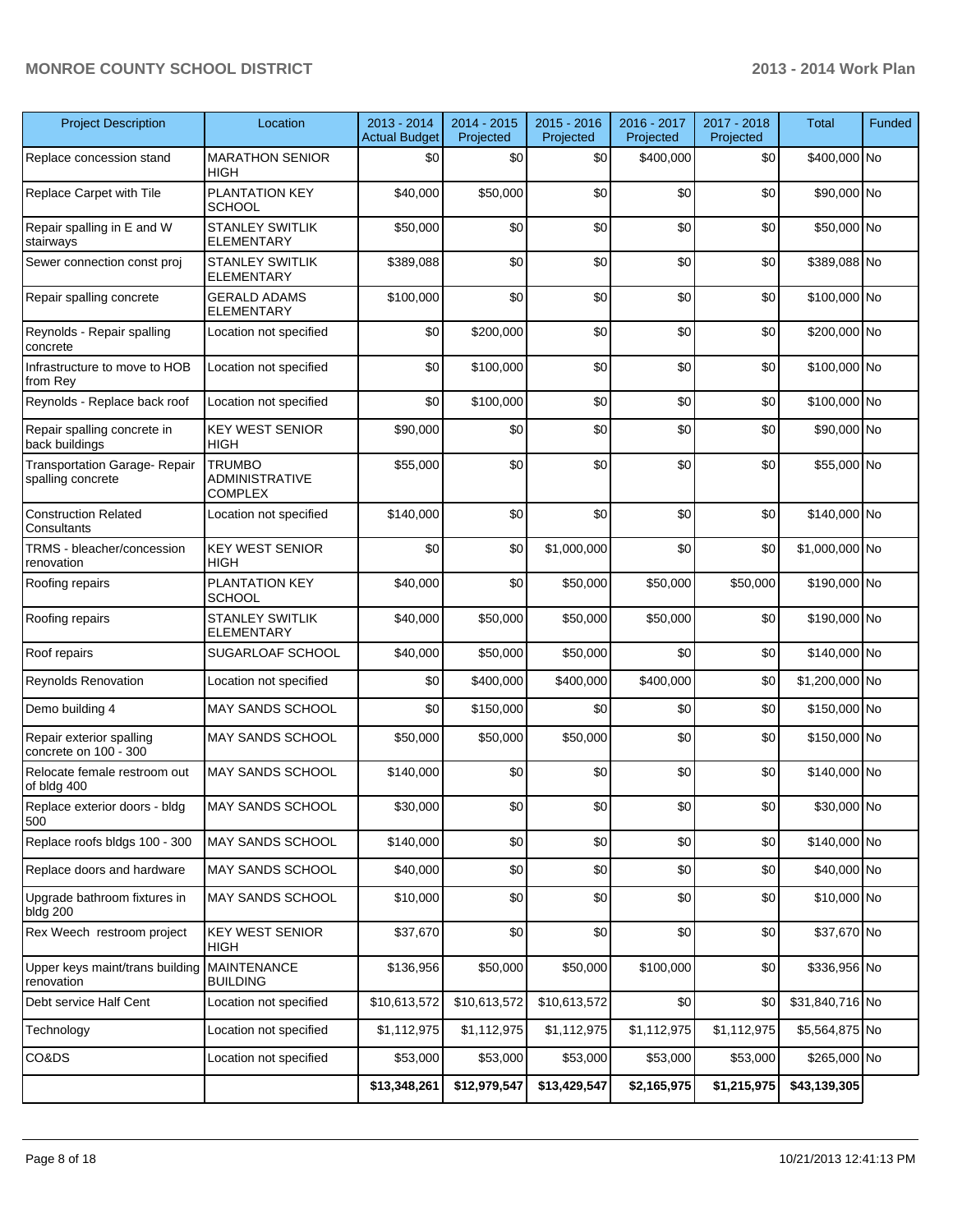| Project Description | Location | 2013 - 2014 Actual Budget | 2014 - 2015 Projected | 2015 - 2016 Projected | 2016 - 2017 Projected | 2017 - 2018 Projected | Total | Funded |
|---|---|---|---|---|---|---|---|---|
| Replace concession stand | MARATHON SENIOR HIGH | $0 | $0 | $0 | $400,000 | $0 | $400,000 | No |
| Replace Carpet with Tile | PLANTATION KEY SCHOOL | $40,000 | $50,000 | $0 | $0 | $0 | $90,000 | No |
| Repair spalling in E and W stairways | STANLEY SWITLIK ELEMENTARY | $50,000 | $0 | $0 | $0 | $0 | $50,000 | No |
| Sewer connection const proj | STANLEY SWITLIK ELEMENTARY | $389,088 | $0 | $0 | $0 | $0 | $389,088 | No |
| Repair spalling concrete | GERALD ADAMS ELEMENTARY | $100,000 | $0 | $0 | $0 | $0 | $100,000 | No |
| Reynolds - Repair spalling concrete | Location not specified | $0 | $200,000 | $0 | $0 | $0 | $200,000 | No |
| Infrastructure to move to HOB from Rey | Location not specified | $0 | $100,000 | $0 | $0 | $0 | $100,000 | No |
| Reynolds - Replace back roof | Location not specified | $0 | $100,000 | $0 | $0 | $0 | $100,000 | No |
| Repair spalling concrete in back buildings | KEY WEST SENIOR HIGH | $90,000 | $0 | $0 | $0 | $0 | $90,000 | No |
| Transportation Garage- Repair spalling concrete | TRUMBO ADMINISTRATIVE COMPLEX | $55,000 | $0 | $0 | $0 | $0 | $55,000 | No |
| Construction Related Consultants | Location not specified | $140,000 | $0 | $0 | $0 | $0 | $140,000 | No |
| TRMS - bleacher/concession renovation | KEY WEST SENIOR HIGH | $0 | $0 | $1,000,000 | $0 | $0 | $1,000,000 | No |
| Roofing repairs | PLANTATION KEY SCHOOL | $40,000 | $0 | $50,000 | $50,000 | $50,000 | $190,000 | No |
| Roofing repairs | STANLEY SWITLIK ELEMENTARY | $40,000 | $50,000 | $50,000 | $50,000 | $0 | $190,000 | No |
| Roof repairs | SUGARLOAF SCHOOL | $40,000 | $50,000 | $50,000 | $0 | $0 | $140,000 | No |
| Reynolds Renovation | Location not specified | $0 | $400,000 | $400,000 | $400,000 | $0 | $1,200,000 | No |
| Demo building 4 | MAY SANDS SCHOOL | $0 | $150,000 | $0 | $0 | $0 | $150,000 | No |
| Repair exterior spalling concrete on 100 - 300 | MAY SANDS SCHOOL | $50,000 | $50,000 | $50,000 | $0 | $0 | $150,000 | No |
| Relocate female restroom out of bldg 400 | MAY SANDS SCHOOL | $140,000 | $0 | $0 | $0 | $0 | $140,000 | No |
| Replace exterior doors - bldg 500 | MAY SANDS SCHOOL | $30,000 | $0 | $0 | $0 | $0 | $30,000 | No |
| Replace roofs bldgs 100 - 300 | MAY SANDS SCHOOL | $140,000 | $0 | $0 | $0 | $0 | $140,000 | No |
| Replace doors and hardware | MAY SANDS SCHOOL | $40,000 | $0 | $0 | $0 | $0 | $40,000 | No |
| Upgrade bathroom fixtures in bldg 200 | MAY SANDS SCHOOL | $10,000 | $0 | $0 | $0 | $0 | $10,000 | No |
| Rex Weech restroom project | KEY WEST SENIOR HIGH | $37,670 | $0 | $0 | $0 | $0 | $37,670 | No |
| Upper keys maint/trans building renovation | MAINTENANCE BUILDING | $136,956 | $50,000 | $50,000 | $100,000 | $0 | $336,956 | No |
| Debt service Half Cent | Location not specified | $10,613,572 | $10,613,572 | $10,613,572 | $0 | $0 | $31,840,716 | No |
| Technology | Location not specified | $1,112,975 | $1,112,975 | $1,112,975 | $1,112,975 | $1,112,975 | $5,564,875 | No |
| CO&DS | Location not specified | $53,000 | $53,000 | $53,000 | $53,000 | $53,000 | $265,000 | No |
| | | **$13,348,261** | **$12,979,547** | **$13,429,547** | **$2,165,975** | **$1,215,975** | **$43,139,305** | |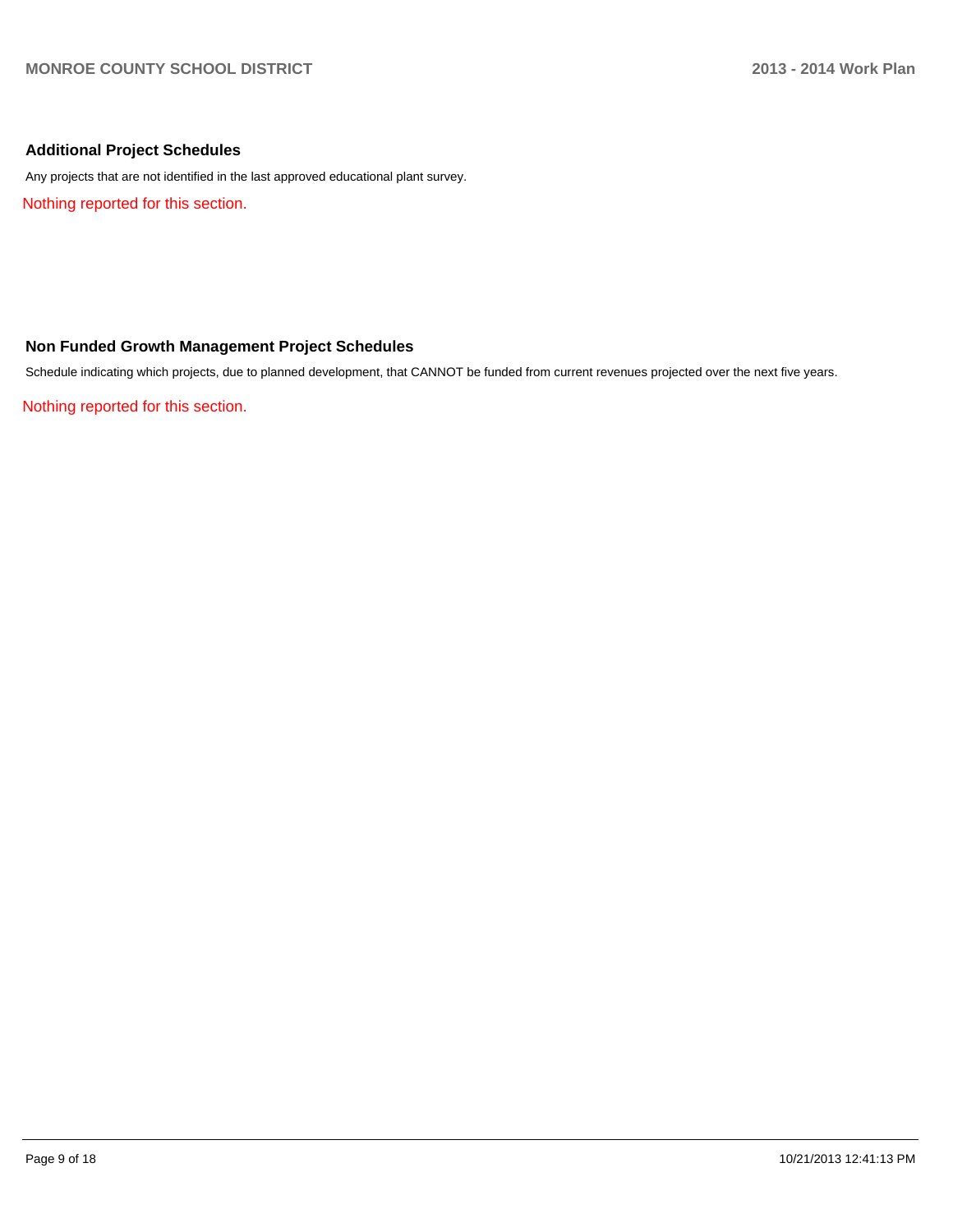### Additional Project Schedules

Any projects that are not identified in the last approved educational plant survey.

Nothing reported for this section.

### Non Funded Growth Management Project Schedules

Schedule indicating which projects, due to planned development, that CANNOT be funded from current revenues projected over the next five years.

Nothing reported for this section.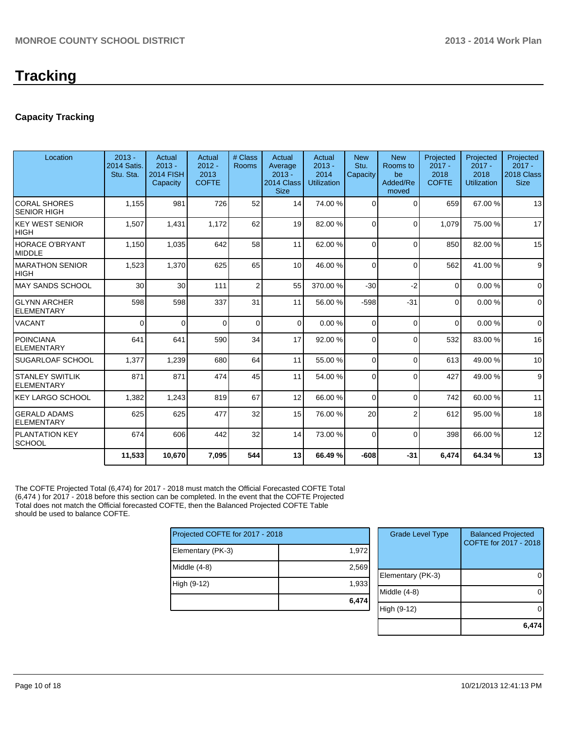# Tracking

## Capacity Tracking

| Location | 2013 - 2014 Satis. Stu. Sta. | Actual 2013 - 2014 FISH Capacity | Actual 2012 - 2013 COFTE | # Class Rooms | Actual Average 2013 - 2014 Class Size | Actual 2013 - 2014 Utilization | New Stu. Capacity | New Rooms to be Added/Removed | Projected 2017 - 2018 COFTE | Projected 2017 - 2018 Utilization | Projected 2017 - 2018 Class Size |
|---|---|---|---|---|---|---|---|---|---|---|---|
| CORAL SHORES SENIOR HIGH | 1,155 | 981 | 726 | 52 | 14 | 74.00 % | 0 | 0 | 659 | 67.00 % | 13 |
| KEY WEST SENIOR HIGH | 1,507 | 1,431 | 1,172 | 62 | 19 | 82.00 % | 0 | 0 | 1,079 | 75.00 % | 17 |
| HORACE O'BRYANT MIDDLE | 1,150 | 1,035 | 642 | 58 | 11 | 62.00 % | 0 | 0 | 850 | 82.00 % | 15 |
| MARATHON SENIOR HIGH | 1,523 | 1,370 | 625 | 65 | 10 | 46.00 % | 0 | 0 | 562 | 41.00 % | 9 |
| MAY SANDS SCHOOL | 30 | 30 | 111 | 2 | 55 | 370.00 % | -30 | -2 | 0 | 0.00 % | 0 |
| GLYNN ARCHER ELEMENTARY | 598 | 598 | 337 | 31 | 11 | 56.00 % | -598 | -31 | 0 | 0.00 % | 0 |
| VACANT | 0 | 0 | 0 | 0 | 0 | 0.00 % | 0 | 0 | 0 | 0.00 % | 0 |
| POINCIANA ELEMENTARY | 641 | 641 | 590 | 34 | 17 | 92.00 % | 0 | 0 | 532 | 83.00 % | 16 |
| SUGARLOAF SCHOOL | 1,377 | 1,239 | 680 | 64 | 11 | 55.00 % | 0 | 0 | 613 | 49.00 % | 10 |
| STANLEY SWITLIK ELEMENTARY | 871 | 871 | 474 | 45 | 11 | 54.00 % | 0 | 0 | 427 | 49.00 % | 9 |
| KEY LARGO SCHOOL | 1,382 | 1,243 | 819 | 67 | 12 | 66.00 % | 0 | 0 | 742 | 60.00 % | 11 |
| GERALD ADAMS ELEMENTARY | 625 | 625 | 477 | 32 | 15 | 76.00 % | 20 | 2 | 612 | 95.00 % | 18 |
| PLANTATION KEY SCHOOL | 674 | 606 | 442 | 32 | 14 | 73.00 % | 0 | 0 | 398 | 66.00 % | 12 |
| | **11,533** | **10,670** | **7,095** | **544** | **13** | **66.49 %** | **-608** | **-31** | **6,474** | **64.34 %** | **13** |

The COFTE Projected Total (6,474) for 2017 - 2018 must match the Official Forecasted COFTE Total (6,474 ) for 2017 - 2018 before this section can be completed. In the event that the COFTE Projected Total does not match the Official forecasted COFTE, then the Balanced Projected COFTE Table should be used to balance COFTE.

| Projected COFTE for 2017 - 2018 | |
|---|---|
| Elementary (PK-3) | 1,972 |
| Middle (4-8) | 2,569 |
| High (9-12) | 1,933 |
| | **6,474** |

| Grade Level Type | Balanced Projected COFTE for 2017 - 2018 |
|---|---|
| Elementary (PK-3) | 0 |
| Middle (4-8) | 0 |
| High (9-12) | 0 |
| | **6,474** |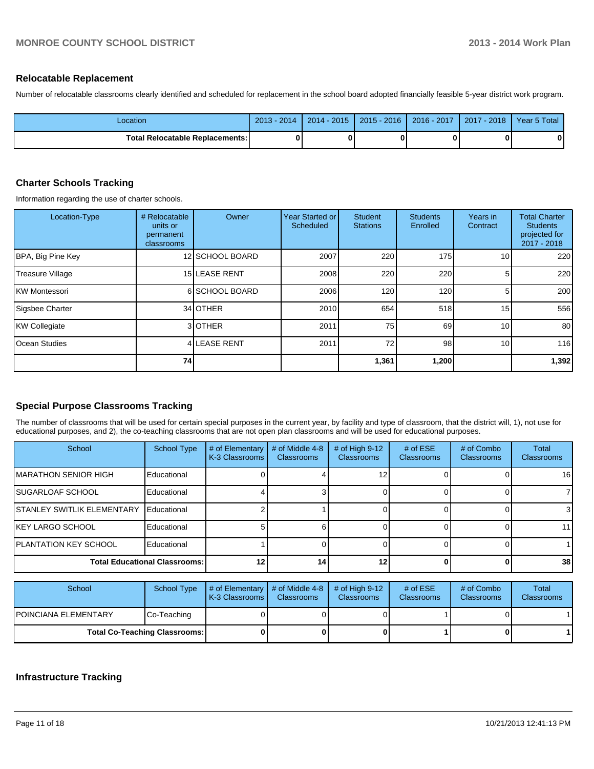## Relocatable Replacement

Number of relocatable classrooms clearly identified and scheduled for replacement in the school board adopted financially feasible 5-year district work program.

| Location | 2013 - 2014 | 2014 - 2015 | 2015 - 2016 | 2016 - 2017 | 2017 - 2018 | Year 5 Total |
|---|---|---|---|---|---|---|
| **Total Relocatable Replacements:** | **0** | **0** | **0** | **0** | **0** | **0** |

## Charter Schools Tracking

Information regarding the use of charter schools.

| Location-Type | # Relocatable units or permanent classrooms | Owner | Year Started or Scheduled | Student Stations | Students Enrolled | Years in Contract | Total Charter Students projected for 2017 - 2018 |
|---|---|---|---|---|---|---|---|
| BPA, Big Pine Key | 12 | SCHOOL BOARD | 2007 | 220 | 175 | 10 | 220 |
| Treasure Village | 15 | LEASE RENT | 2008 | 220 | 220 | 5 | 220 |
| KW Montessori | 6 | SCHOOL BOARD | 2006 | 120 | 120 | 5 | 200 |
| Sigsbee Charter | 34 | OTHER | 2010 | 654 | 518 | 15 | 556 |
| KW Collegiate | 3 | OTHER | 2011 | 75 | 69 | 10 | 80 |
| Ocean Studies | 4 | LEASE RENT | 2011 | 72 | 98 | 10 | 116 |
| | **74** | | | **1,361** | **1,200** | | **1,392** |

## Special Purpose Classrooms Tracking

The number of classrooms that will be used for certain special purposes in the current year, by facility and type of classroom, that the district will, 1), not use for educational purposes, and 2), the co-teaching classrooms that are not open plan classrooms and will be used for educational purposes.

| School | School Type | # of Elementary K-3 Classrooms | # of Middle 4-8 Classrooms | # of High 9-12 Classrooms | # of ESE Classrooms | # of Combo Classrooms | Total Classrooms |
|---|---|---|---|---|---|---|---|
| MARATHON SENIOR HIGH | Educational | 0 | 4 | 12 | 0 | 0 | 16 |
| SUGARLOAF SCHOOL | Educational | 4 | 3 | 0 | 0 | 0 | 7 |
| STANLEY SWITLIK ELEMENTARY | Educational | 2 | 1 | 0 | 0 | 0 | 3 |
| KEY LARGO SCHOOL | Educational | 5 | 6 | 0 | 0 | 0 | 11 |
| PLANTATION KEY SCHOOL | Educational | 1 | 0 | 0 | 0 | 0 | 1 |
| **Total Educational Classrooms:** | | **12** | **14** | **12** | **0** | **0** | **38** |

| School | School Type | # of Elementary K-3 Classrooms | # of Middle 4-8 Classrooms | # of High 9-12 Classrooms | # of ESE Classrooms | # of Combo Classrooms | Total Classrooms |
|---|---|---|---|---|---|---|---|
| POINCIANA ELEMENTARY | Co-Teaching | 0 | 0 | 0 | 1 | 0 | 1 |
| **Total Co-Teaching Classrooms:** | | **0** | **0** | **0** | **1** | **0** | **1** |

## Infrastructure Tracking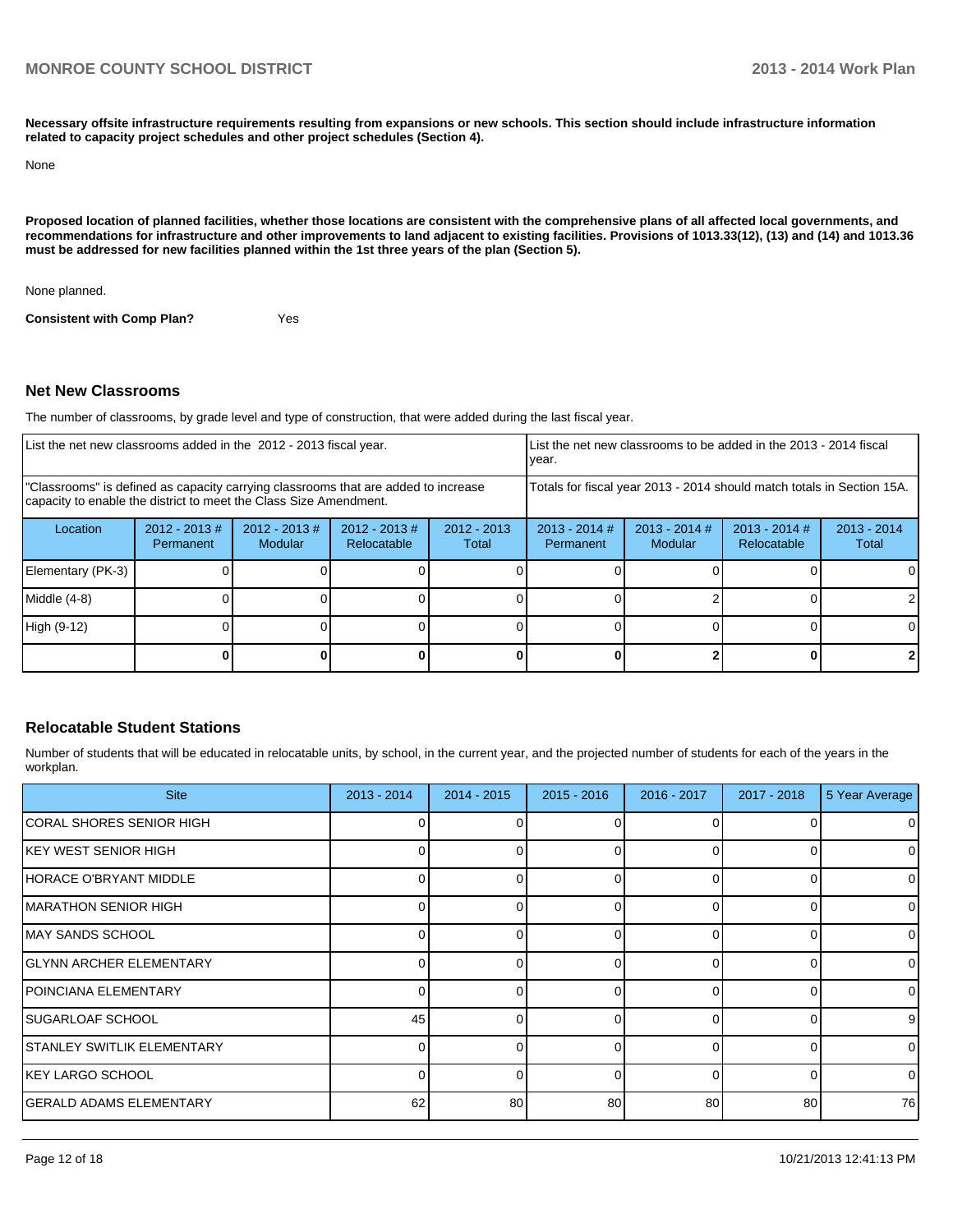**Necessary offsite infrastructure requirements resulting from expansions or new schools. This section should include infrastructure information related to capacity project schedules and other project schedules (Section 4).**

None

**Proposed location of planned facilities, whether those locations are consistent with the comprehensive plans of all affected local governments, and recommendations for infrastructure and other improvements to land adjacent to existing facilities. Provisions of 1013.33(12), (13) and (14) and 1013.36 must be addressed for new facilities planned within the 1st three years of the plan (Section 5).**

None planned.

**Consistent with Comp Plan?** Yes

### Net New Classrooms

The number of classrooms, by grade level and type of construction, that were added during the last fiscal year.

| List the net new classrooms added in the 2012 - 2013 fiscal year. | | | | | List the net new classrooms to be added in the 2013 - 2014 fiscal year. | | | |
|---|---|---|---|---|---|---|---|---|
| "Classrooms" is defined as capacity carrying classrooms that are added to increase capacity to enable the district to meet the Class Size Amendment. | | | | | Totals for fiscal year 2013 - 2014 should match totals in Section 15A. | | | |
| Location | 2012 - 2013 # Permanent | 2012 - 2013 # Modular | 2012 - 2013 # Relocatable | 2012 - 2013 Total | 2013 - 2014 # Permanent | 2013 - 2014 # Modular | 2013 - 2014 # Relocatable | 2013 - 2014 Total |
| Elementary (PK-3) | 0 | 0 | 0 | 0 | 0 | 0 | 0 | 0 |
| Middle (4-8) | 0 | 0 | 0 | 0 | 0 | 2 | 0 | 2 |
| High (9-12) | 0 | 0 | 0 | 0 | 0 | 0 | 0 | 0 |
| | **0** | **0** | **0** | **0** | **0** | **2** | **0** | **2** |

### Relocatable Student Stations

Number of students that will be educated in relocatable units, by school, in the current year, and the projected number of students for each of the years in the workplan.

| Site | 2013 - 2014 | 2014 - 2015 | 2015 - 2016 | 2016 - 2017 | 2017 - 2018 | 5 Year Average |
|---|---|---|---|---|---|---|
| CORAL SHORES SENIOR HIGH | 0 | 0 | 0 | 0 | 0 | 0 |
| KEY WEST SENIOR HIGH | 0 | 0 | 0 | 0 | 0 | 0 |
| HORACE O'BRYANT MIDDLE | 0 | 0 | 0 | 0 | 0 | 0 |
| MARATHON SENIOR HIGH | 0 | 0 | 0 | 0 | 0 | 0 |
| MAY SANDS SCHOOL | 0 | 0 | 0 | 0 | 0 | 0 |
| GLYNN ARCHER ELEMENTARY | 0 | 0 | 0 | 0 | 0 | 0 |
| POINCIANA ELEMENTARY | 0 | 0 | 0 | 0 | 0 | 0 |
| SUGARLOAF SCHOOL | 45 | 0 | 0 | 0 | 0 | 9 |
| STANLEY SWITLIK ELEMENTARY | 0 | 0 | 0 | 0 | 0 | 0 |
| KEY LARGO SCHOOL | 0 | 0 | 0 | 0 | 0 | 0 |
| GERALD ADAMS ELEMENTARY | 62 | 80 | 80 | 80 | 80 | 76 |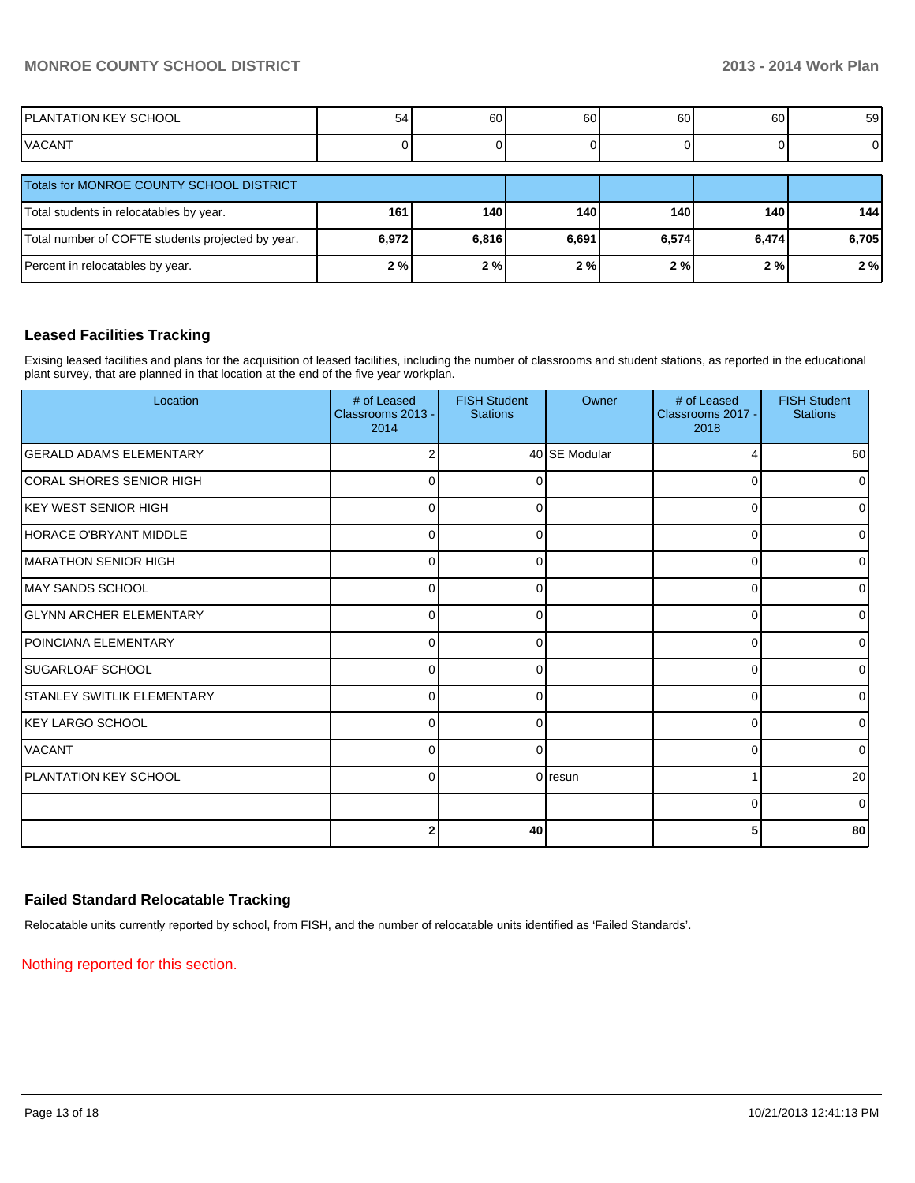| | | | | | | |
|---|---|---|---|---|---|---|
| PLANTATION KEY SCHOOL | 54 | 60 | 60 | 60 | 60 | 59 |
| VACANT | 0 | 0 | 0 | 0 | 0 | 0 |

| Totals for MONROE COUNTY SCHOOL DISTRICT | | | | | | |
|---|---|---|---|---|---|---|
| Total students in relocatables by year. | **161** | **140** | **140** | **140** | **140** | **144** |
| Total number of COFTE students projected by year. | **6,972** | **6,816** | **6,691** | **6,574** | **6,474** | **6,705** |
| Percent in relocatables by year. | **2 %** | **2 %** | **2 %** | **2 %** | **2 %** | **2 %** |

## Leased Facilities Tracking

Exising leased facilities and plans for the acquisition of leased facilities, including the number of classrooms and student stations, as reported in the educational plant survey, that are planned in that location at the end of the five year workplan.

| Location | # of Leased Classrooms 2013 - 2014 | FISH Student Stations | Owner | # of Leased Classrooms 2017 - 2018 | FISH Student Stations |
|---|---|---|---|---|---|
| GERALD ADAMS ELEMENTARY | 2 | 40 | SE Modular | 4 | 60 |
| CORAL SHORES SENIOR HIGH | 0 | 0 | | 0 | 0 |
| KEY WEST SENIOR HIGH | 0 | 0 | | 0 | 0 |
| HORACE O'BRYANT MIDDLE | 0 | 0 | | 0 | 0 |
| MARATHON SENIOR HIGH | 0 | 0 | | 0 | 0 |
| MAY SANDS SCHOOL | 0 | 0 | | 0 | 0 |
| GLYNN ARCHER ELEMENTARY | 0 | 0 | | 0 | 0 |
| POINCIANA ELEMENTARY | 0 | 0 | | 0 | 0 |
| SUGARLOAF SCHOOL | 0 | 0 | | 0 | 0 |
| STANLEY SWITLIK ELEMENTARY | 0 | 0 | | 0 | 0 |
| KEY LARGO SCHOOL | 0 | 0 | | 0 | 0 |
| VACANT | 0 | 0 | | 0 | 0 |
| PLANTATION KEY SCHOOL | 0 | 0 | resun | 1 | 20 |
| | | | | 0 | 0 |
| | **2** | **40** | | **5** | **80** |

## Failed Standard Relocatable Tracking

Relocatable units currently reported by school, from FISH, and the number of relocatable units identified as 'Failed Standards'.

Nothing reported for this section.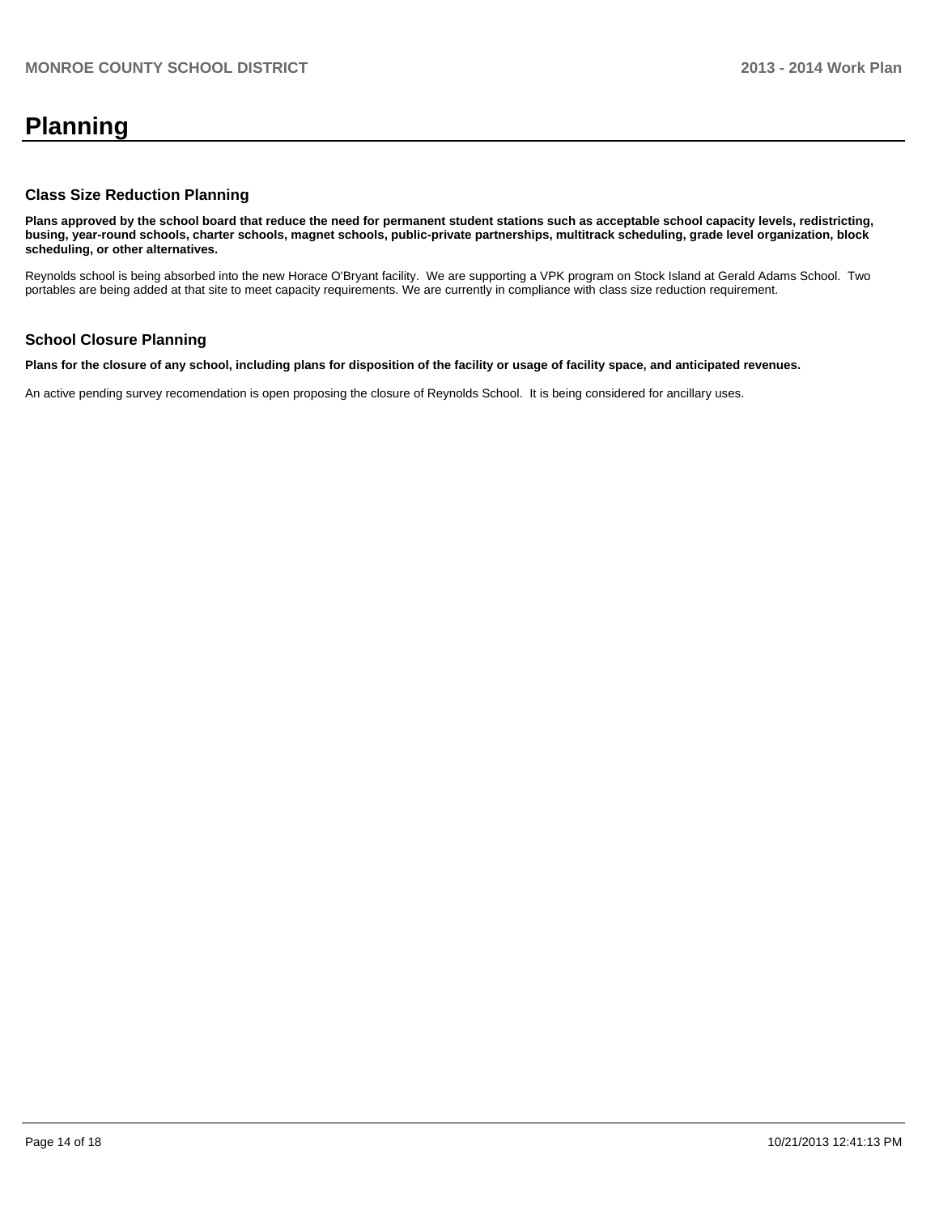# Planning

## Class Size Reduction Planning

**Plans approved by the school board that reduce the need for permanent student stations such as acceptable school capacity levels, redistricting, busing, year-round schools, charter schools, magnet schools, public-private partnerships, multitrack scheduling, grade level organization, block scheduling, or other alternatives.**

Reynolds school is being absorbed into the new Horace O'Bryant facility. We are supporting a VPK program on Stock Island at Gerald Adams School. Two portables are being added at that site to meet capacity requirements. We are currently in compliance with class size reduction requirement.

## School Closure Planning

**Plans for the closure of any school, including plans for disposition of the facility or usage of facility space, and anticipated revenues.**

An active pending survey recomendation is open proposing the closure of Reynolds School. It is being considered for ancillary uses.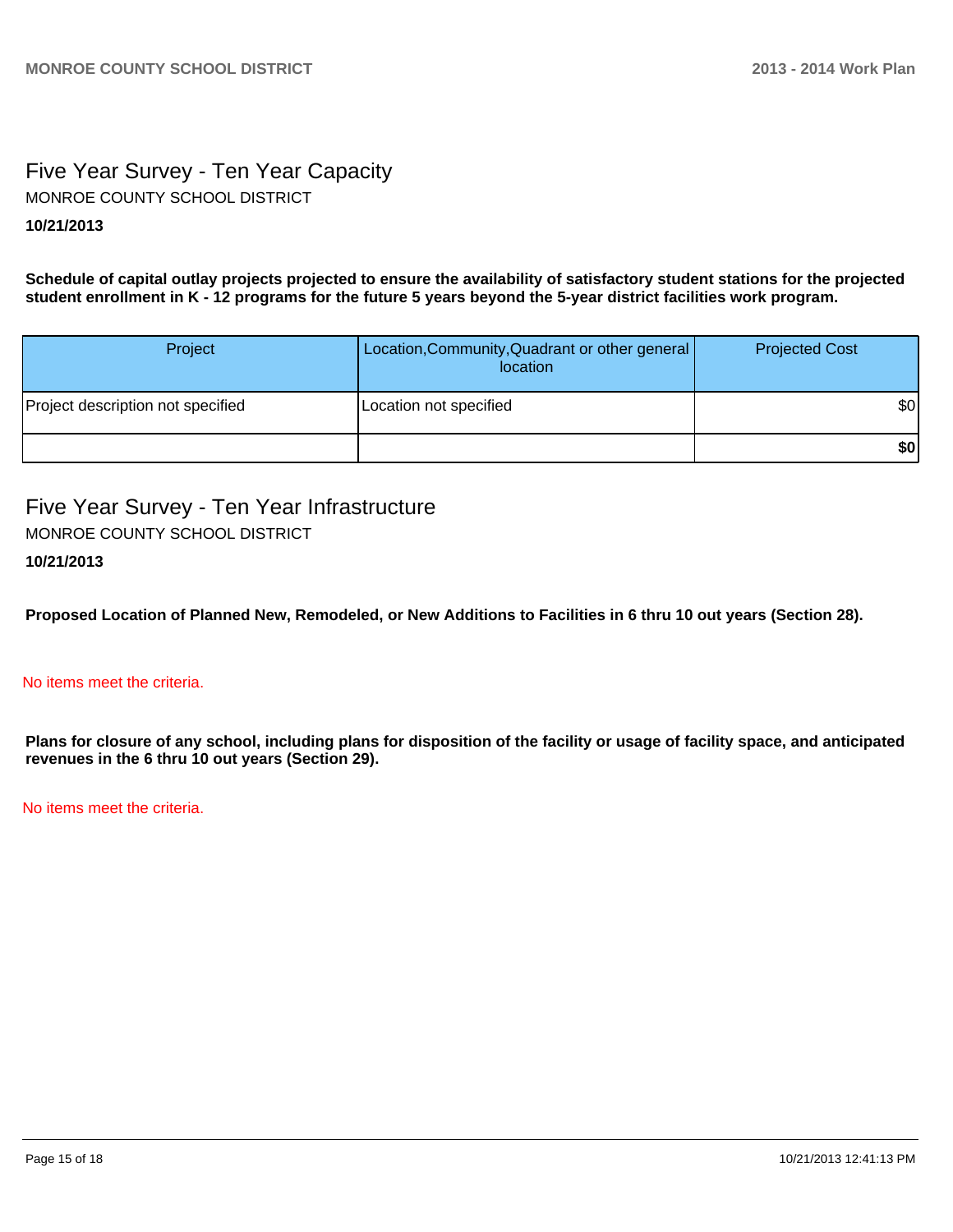## Five Year Survey - Ten Year Capacity

MONROE COUNTY SCHOOL DISTRICT

**10/21/2013**

**Schedule of capital outlay projects projected to ensure the availability of satisfactory student stations for the projected student enrollment in K - 12 programs for the future 5 years beyond the 5-year district facilities work program.**

| Project | Location,Community,Quadrant or other general location | Projected Cost |
|---|---|---|
| Project description not specified | Location not specified | $0 |
| | | **$0** |

## Five Year Survey - Ten Year Infrastructure

MONROE COUNTY SCHOOL DISTRICT

**10/21/2013**

**Proposed Location of Planned New, Remodeled, or New Additions to Facilities in 6 thru 10 out years (Section 28).**

No items meet the criteria.

**Plans for closure of any school, including plans for disposition of the facility or usage of facility space, and anticipated revenues in the 6 thru 10 out years (Section 29).**

No items meet the criteria.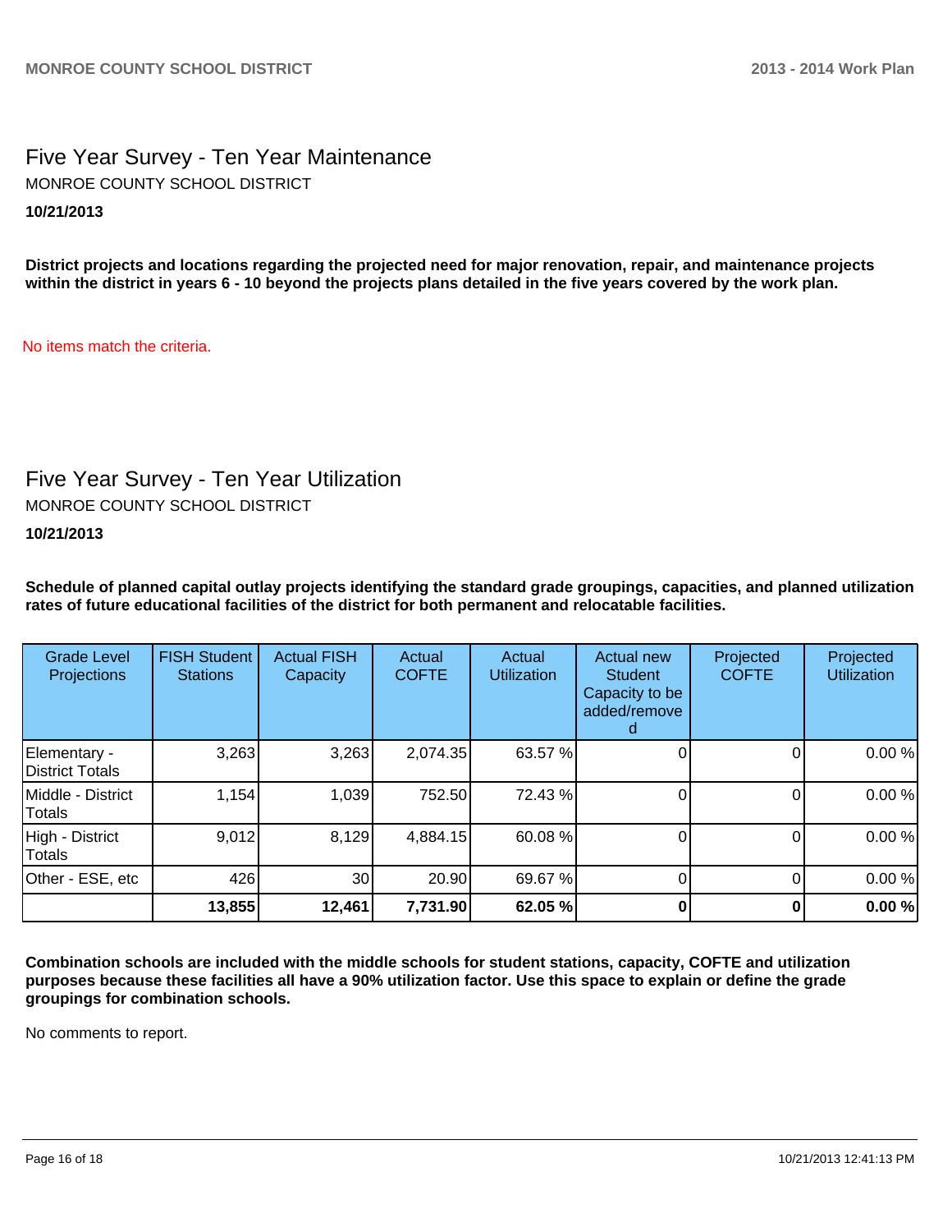## Five Year Survey - Ten Year Maintenance

MONROE COUNTY SCHOOL DISTRICT

**10/21/2013**

**District projects and locations regarding the projected need for major renovation, repair, and maintenance projects within the district in years 6 - 10 beyond the projects plans detailed in the five years covered by the work plan.**

No items match the criteria.

## Five Year Survey - Ten Year Utilization

MONROE COUNTY SCHOOL DISTRICT

**10/21/2013**

**Schedule of planned capital outlay projects identifying the standard grade groupings, capacities, and planned utilization rates of future educational facilities of the district for both permanent and relocatable facilities.**

| Grade Level Projections | FISH Student Stations | Actual FISH Capacity | Actual COFTE | Actual Utilization | Actual new Student Capacity to be added/removed | Projected COFTE | Projected Utilization |
|---|---|---|---|---|---|---|---|
| Elementary - District Totals | 3,263 | 3,263 | 2,074.35 | 63.57 % | 0 | 0 | 0.00 % |
| Middle - District Totals | 1,154 | 1,039 | 752.50 | 72.43 % | 0 | 0 | 0.00 % |
| High - District Totals | 9,012 | 8,129 | 4,884.15 | 60.08 % | 0 | 0 | 0.00 % |
| Other - ESE, etc | 426 | 30 | 20.90 | 69.67 % | 0 | 0 | 0.00 % |
| | **13,855** | **12,461** | **7,731.90** | **62.05 %** | **0** | **0** | **0.00 %** |

**Combination schools are included with the middle schools for student stations, capacity, COFTE and utilization purposes because these facilities all have a 90% utilization factor. Use this space to explain or define the grade groupings for combination schools.**

No comments to report.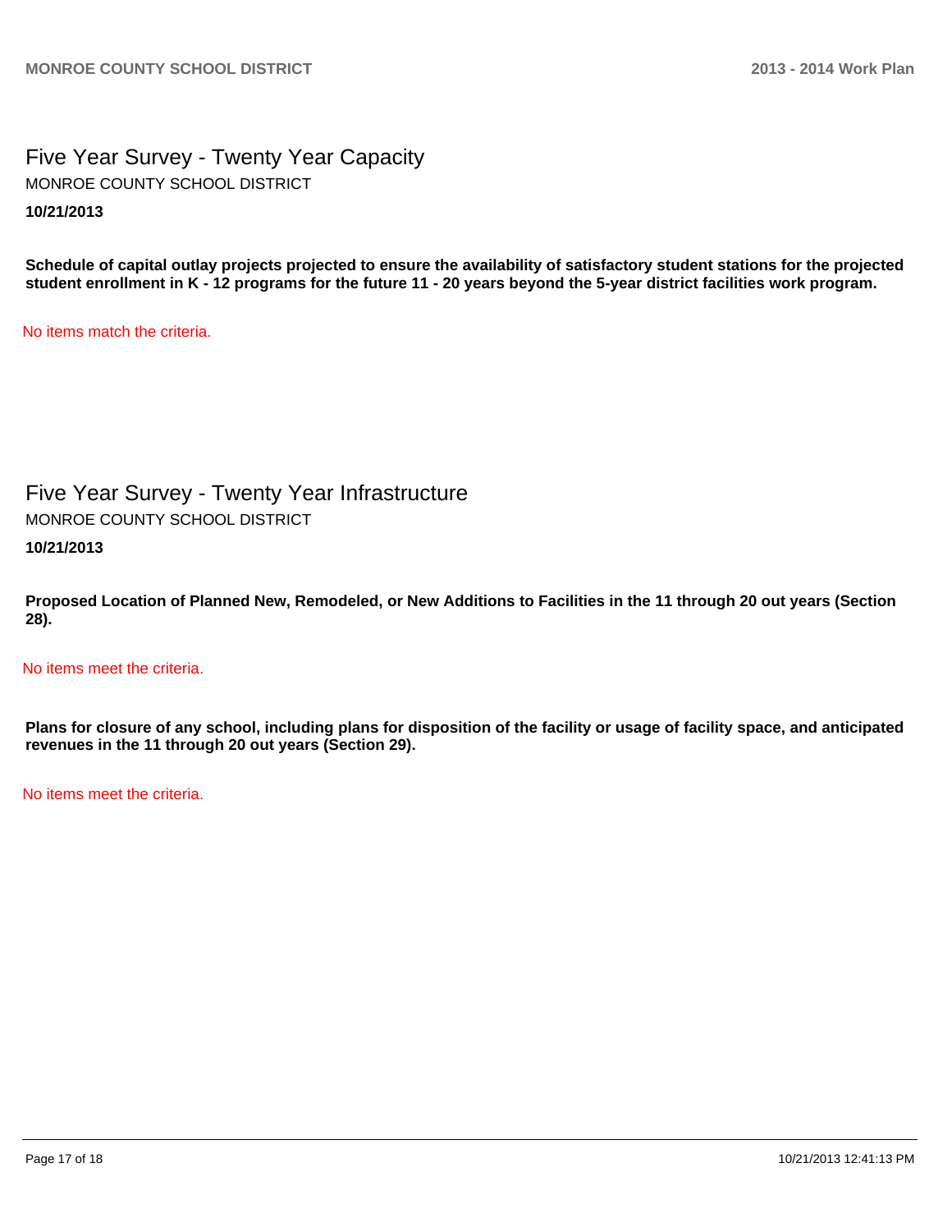## Five Year Survey - Twenty Year Capacity

MONROE COUNTY SCHOOL DISTRICT

**10/21/2013**

**Schedule of capital outlay projects projected to ensure the availability of satisfactory student stations for the projected student enrollment in K - 12 programs for the future 11 - 20 years beyond the 5-year district facilities work program.**

No items match the criteria.

## Five Year Survey - Twenty Year Infrastructure

MONROE COUNTY SCHOOL DISTRICT

**10/21/2013**

**Proposed Location of Planned New, Remodeled, or New Additions to Facilities in the 11 through 20 out years (Section 28).**

No items meet the criteria.

**Plans for closure of any school, including plans for disposition of the facility or usage of facility space, and anticipated revenues in the 11 through 20 out years (Section 29).**

No items meet the criteria.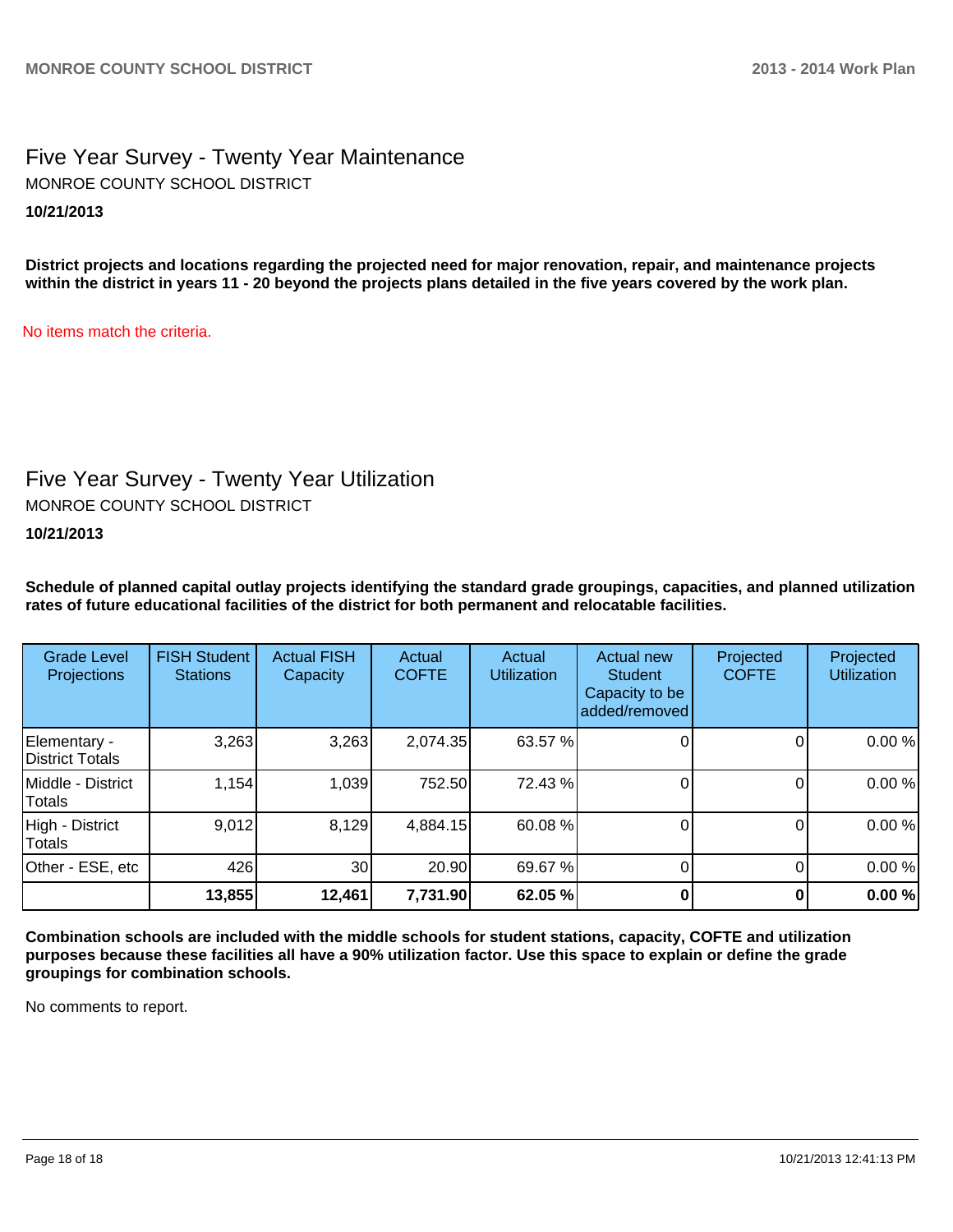## Five Year Survey - Twenty Year Maintenance

MONROE COUNTY SCHOOL DISTRICT

**10/21/2013**

**District projects and locations regarding the projected need for major renovation, repair, and maintenance projects within the district in years 11 - 20 beyond the projects plans detailed in the five years covered by the work plan.**

No items match the criteria.

## Five Year Survey - Twenty Year Utilization

MONROE COUNTY SCHOOL DISTRICT

**10/21/2013**

**Schedule of planned capital outlay projects identifying the standard grade groupings, capacities, and planned utilization rates of future educational facilities of the district for both permanent and relocatable facilities.**

| Grade Level Projections | FISH Student Stations | Actual FISH Capacity | Actual COFTE | Actual Utilization | Actual new Student Capacity to be added/removed | Projected COFTE | Projected Utilization |
|---|---|---|---|---|---|---|---|
| Elementary - District Totals | 3,263 | 3,263 | 2,074.35 | 63.57 % | 0 | 0 | 0.00 % |
| Middle - District Totals | 1,154 | 1,039 | 752.50 | 72.43 % | 0 | 0 | 0.00 % |
| High - District Totals | 9,012 | 8,129 | 4,884.15 | 60.08 % | 0 | 0 | 0.00 % |
| Other - ESE, etc | 426 | 30 | 20.90 | 69.67 % | 0 | 0 | 0.00 % |
| | **13,855** | **12,461** | **7,731.90** | **62.05 %** | **0** | **0** | **0.00 %** |

**Combination schools are included with the middle schools for student stations, capacity, COFTE and utilization purposes because these facilities all have a 90% utilization factor. Use this space to explain or define the grade groupings for combination schools.**

No comments to report.